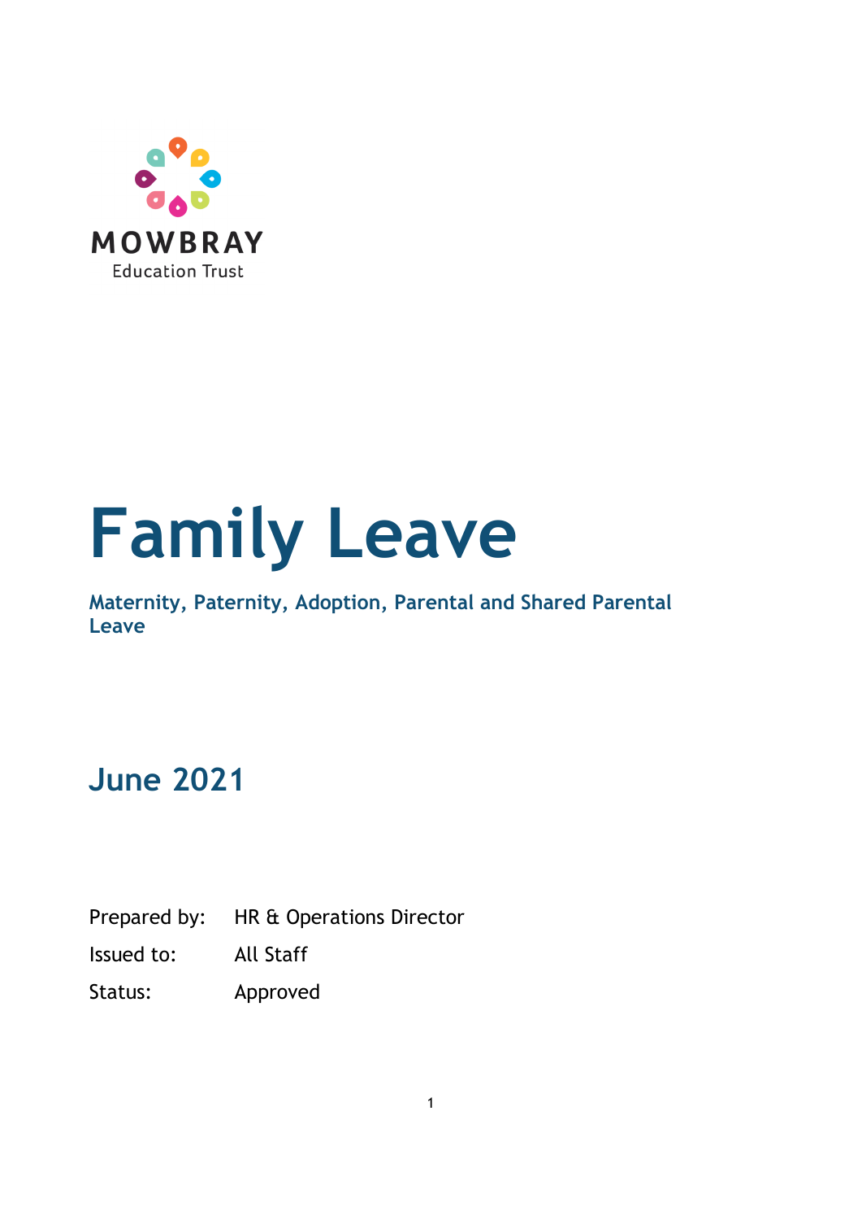MOWBRAY
Education Trust

# Family Leave

### Maintenance, Paternity, Adoption, Parental and Shared Parental Leave

## June 2021

Prepared by: HR & Operations Director

Issued to: All Staff

Status: Approved

MOWBRAY
Education Trust

# Family Leave

### Maternity, Paternity, Adoption, Parental and Shared Parental Leave

## June 2021

Prepared by: HR & Operations Director

Issued to: All Staff

Status: Approved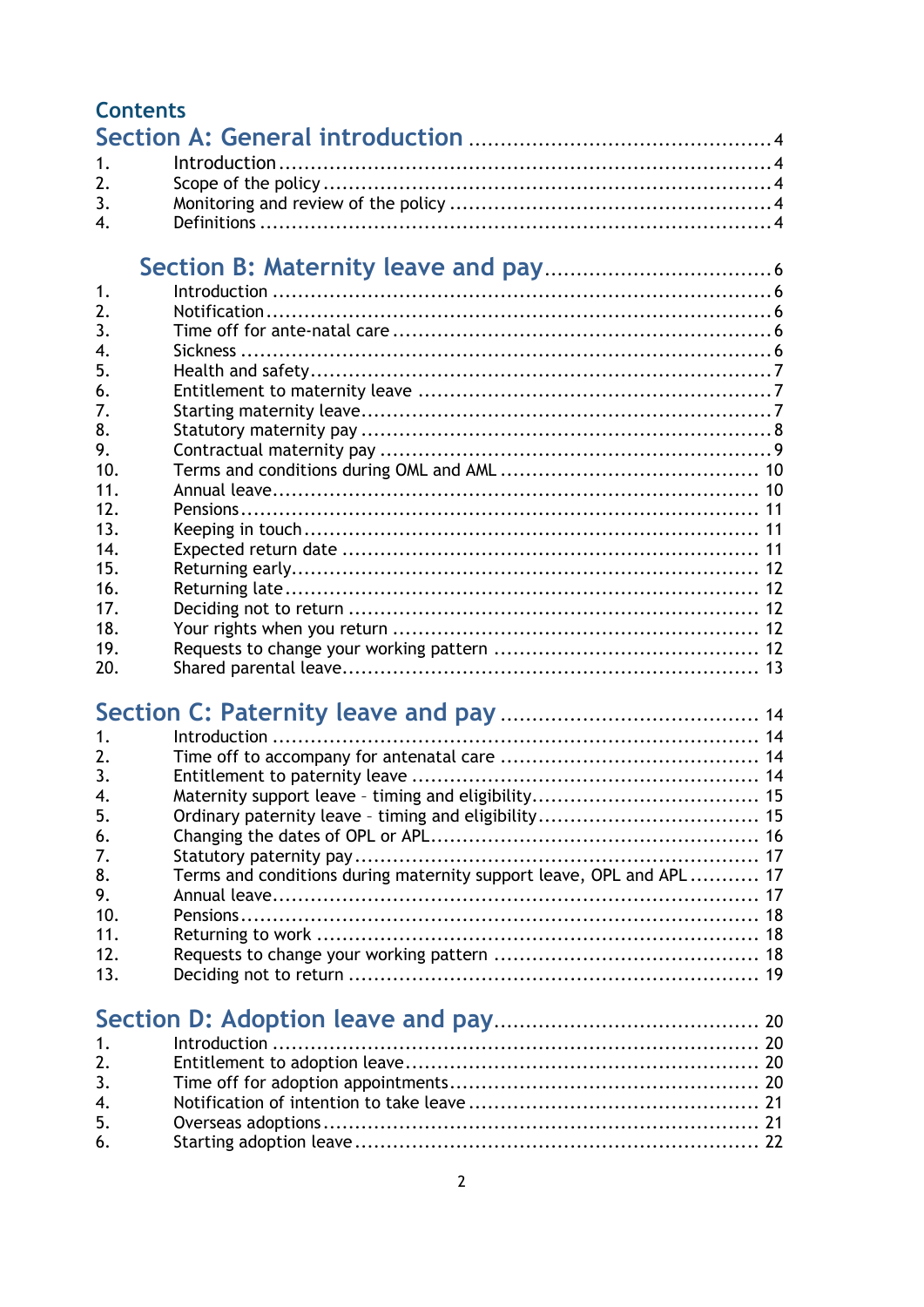## Contents

### Section A: General introduction ........ 4

1. Introduction ........ 4
2. Scope of the policy ........ 4
3. Monitoring and review of the policy ........ 4
4. Definitions ........ 4

### Section B: Maternity leave and pay ........ 6

1. Introduction ........ 6
2. Notification ........ 6
3. Time off for ante-natal care ........ 6
4. Sickness ........ 6
5. Health and safety ........ 7
6. Entitlement to maternity leave ........ 7
7. Starting maternity leave ........ 7
8. Statutory maternity pay ........ 8
9. Contractual maternity pay ........ 9
10. Terms and conditions during OML and AML ........ 10
11. Annual leave ........ 10
12. Pensions ........ 11
13. Keeping in touch ........ 11
14. Expected return date ........ 11
15. Returning early ........ 12
16. Returning late ........ 12
17. Deciding not to return ........ 12
18. Your rights when you return ........ 12
19. Requests to change your working pattern ........ 12
20. Shared parental leave ........ 13

### Section C: Paternity leave and pay ........ 14

1. Introduction ........ 14
2. Time off to accompany for antenatal care ........ 14
3. Entitlement to paternity leave ........ 14
4. Maternity support leave – timing and eligibility ........ 15
5. Ordinary paternity leave – timing and eligibility ........ 15
6. Changing the dates of OPL or APL ........ 16
7. Statutory paternity pay ........ 17
8. Terms and conditions during maternity support leave, OPL and APL ........ 17
9. Annual leave ........ 17
10. Pensions ........ 18
11. Returning to work ........ 18
12. Requests to change your working pattern ........ 18
13. Deciding not to return ........ 19

### Section D: Adoption leave and pay ........ 20

1. Introduction ........ 20
2. Entitlement to adoption leave ........ 20
3. Time off for adoption appointments ........ 20
4. Notification of intention to take leave ........ 21
5. Overseas adoptions ........ 21
6. Starting adoption leave ........ 22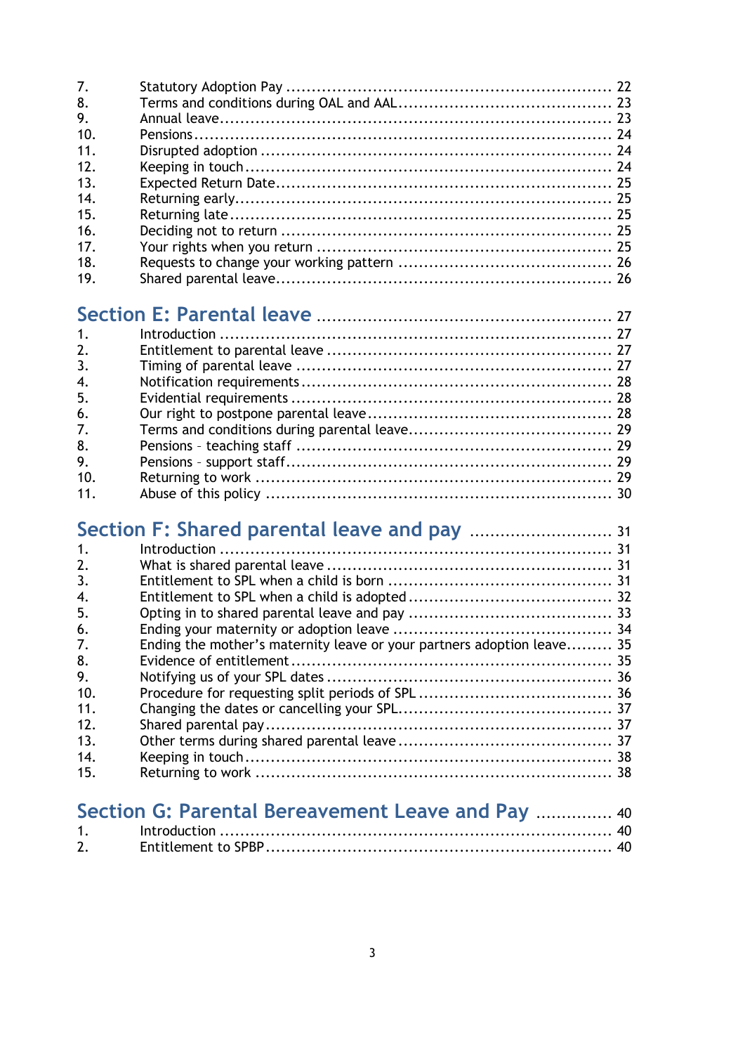7. Statutory Adoption Pay ........................................................................ 22
8. Terms and conditions during OAL and AAL ........................................ 23
9. Annual leave ........................................................................................ 23
10. Pensions ................................................................................................ 24
11. Disrupted adoption ............................................................................... 24
12. Keeping in touch .................................................................................... 24
13. Expected Return Date ............................................................................ 25
14. Returning early ....................................................................................... 25
15. Returning late ......................................................................................... 25
16. Deciding not to return ........................................................................... 25
17. Your rights when you return ................................................................. 25
18. Requests to change your working pattern ......................................... 26
19. Shared parental leave ............................................................................ 26

## Section E: Parental leave ........................................................ 27

1. Introduction ............................................................................................ 27
2. Entitlement to parental leave ................................................................ 27
3. Timing of parental leave ........................................................................ 27
4. Notification requirements ...................................................................... 28
5. Evidential requirements ......................................................................... 28
6. Our right to postpone parental leave ................................................... 28
7. Terms and conditions during parental leave ....................................... 29
8. Pensions – teaching staff ....................................................................... 29
9. Pensions – support staff ........................................................................ 29
10. Returning to work .................................................................................. 29
11. Abuse of this policy ................................................................................ 30

## Section F: Shared parental leave and pay ......................... 31

1. Introduction ............................................................................................ 31
2. What is shared parental leave ............................................................... 31
3. Entitlement to SPL when a child is born .............................................. 31
4. Entitlement to SPL when a child is adopted ........................................ 32
5. Opting in to shared parental leave and pay ........................................ 33
6. Ending your maternity or adoption leave ............................................ 34
7. Ending the mother's maternity leave or your partners adoption leave ......... 35
8. Evidence of entitlement .......................................................................... 35
9. Notifying us of your SPL dates .............................................................. 36
10. Procedure for requesting split periods of SPL ..................................... 36
11. Changing the dates or cancelling your SPL .......................................... 37
12. Shared parental pay ................................................................................ 37
13. Other terms during shared parental leave ........................................... 37
14. Keeping in touch ..................................................................................... 38
15. Returning to work ................................................................................... 38

## Section G: Parental Bereavement Leave and Pay ............... 40

1. Introduction ............................................................................................ 40
2. Entitlement to SPBP ................................................................................ 40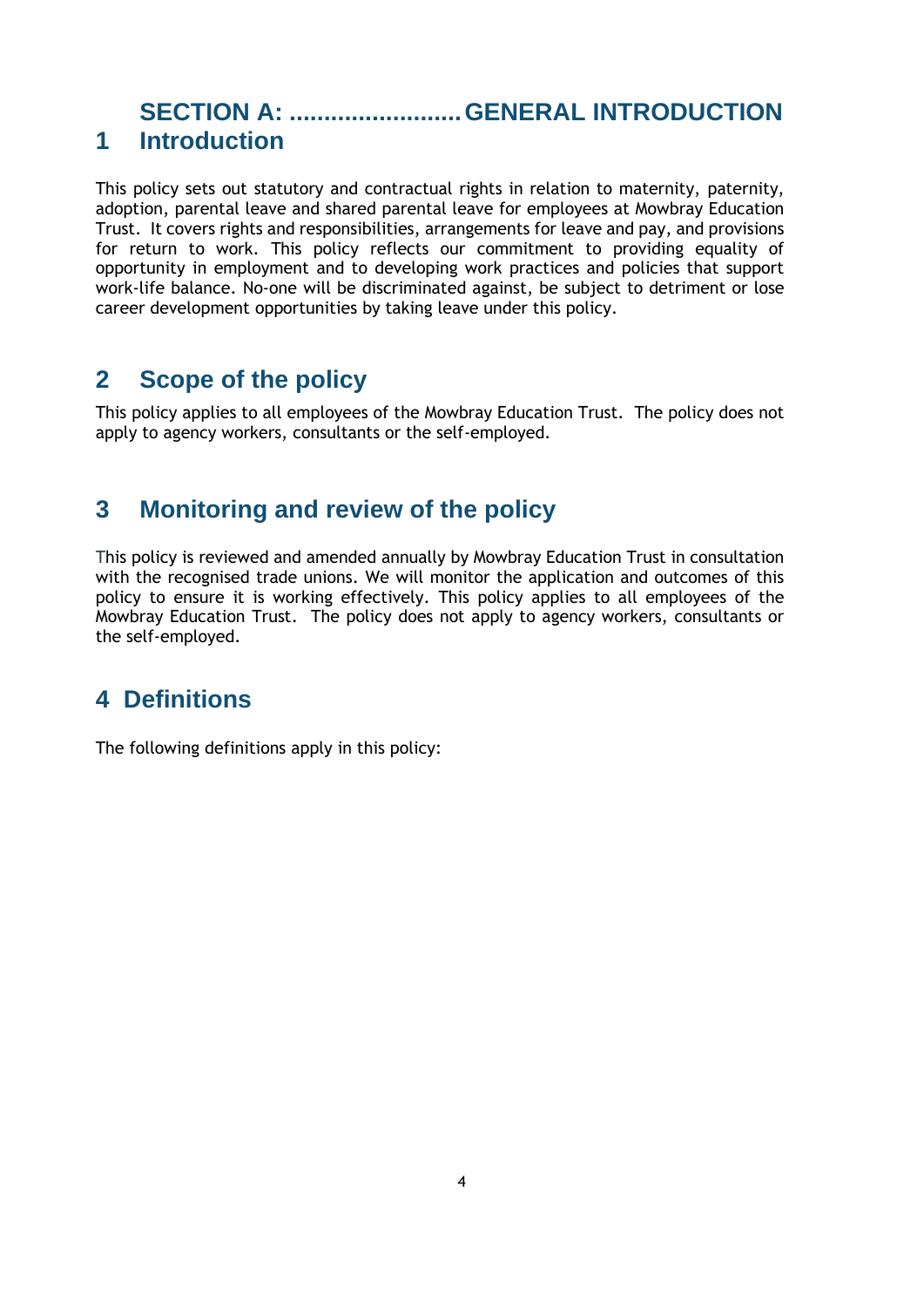# SECTION A: ......................... GENERAL INTRODUCTION

## 1 Introduction

This policy sets out statutory and contractual rights in relation to maternity, paternity, adoption, parental leave and shared parental leave for employees at Mowbray Education Trust. It covers rights and responsibilities, arrangements for leave and pay, and provisions for return to work. This policy reflects our commitment to providing equality of opportunity in employment and to developing work practices and policies that support work-life balance. No-one will be discriminated against, be subject to detriment or lose career development opportunities by taking leave under this policy.

## 2 Scope of the policy

This policy applies to all employees of the Mowbray Education Trust. The policy does not apply to agency workers, consultants or the self-employed.

## 3 Monitoring and review of the policy

This policy is reviewed and amended annually by Mowbray Education Trust in consultation with the recognised trade unions. We will monitor the application and outcomes of this policy to ensure it is working effectively. This policy applies to all employees of the Mowbray Education Trust. The policy does not apply to agency workers, consultants or the self-employed.

## 4 Definitions

The following definitions apply in this policy: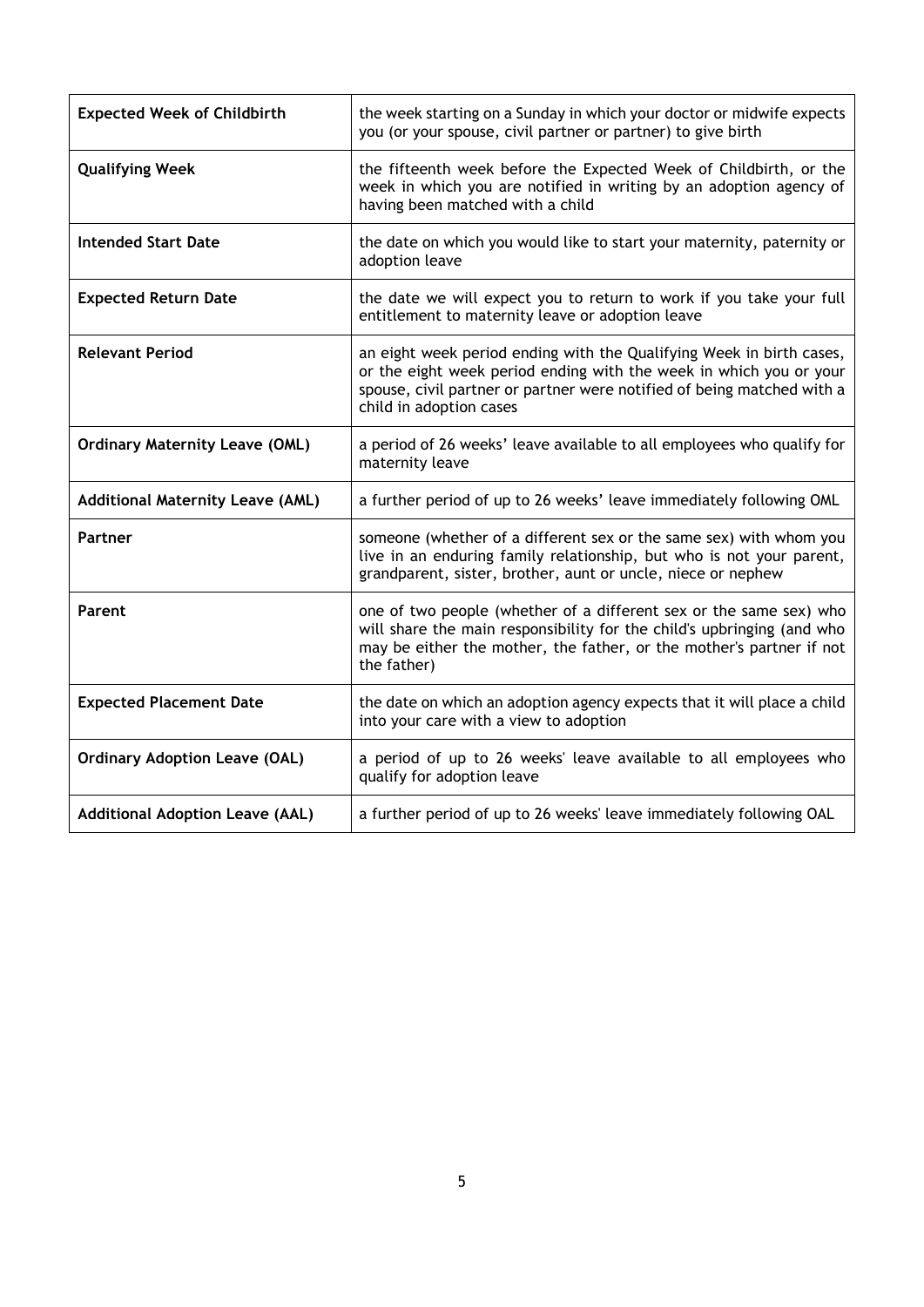| **Expected Week of Childbirth** | the week starting on a Sunday in which your doctor or midwife expects you (or your spouse, civil partner or partner) to give birth |
|---|---|
| **Qualifying Week** | the fifteenth week before the Expected Week of Childbirth, or the week in which you are notified in writing by an adoption agency of having been matched with a child |
| **Intended Start Date** | the date on which you would like to start your maternity, paternity or adoption leave |
| **Expected Return Date** | the date we will expect you to return to work if you take your full entitlement to maternity leave or adoption leave |
| **Relevant Period** | an eight week period ending with the Qualifying Week in birth cases, or the eight week period ending with the week in which you or your spouse, civil partner or partner were notified of being matched with a child in adoption cases |
| **Ordinary Maternity Leave (OML)** | a period of 26 weeks' leave available to all employees who qualify for maternity leave |
| **Additional Maternity Leave (AML)** | a further period of up to 26 weeks' leave immediately following OML |
| **Partner** | someone (whether of a different sex or the same sex) with whom you live in an enduring family relationship, but who is not your parent, grandparent, sister, brother, aunt or uncle, niece or nephew |
| **Parent** | one of two people (whether of a different sex or the same sex) who will share the main responsibility for the child's upbringing (and who may be either the mother, the father, or the mother's partner if not the father) |
| **Expected Placement Date** | the date on which an adoption agency expects that it will place a child into your care with a view to adoption |
| **Ordinary Adoption Leave (OAL)** | a period of up to 26 weeks' leave available to all employees who qualify for adoption leave |
| **Additional Adoption Leave (AAL)** | a further period of up to 26 weeks' leave immediately following OAL |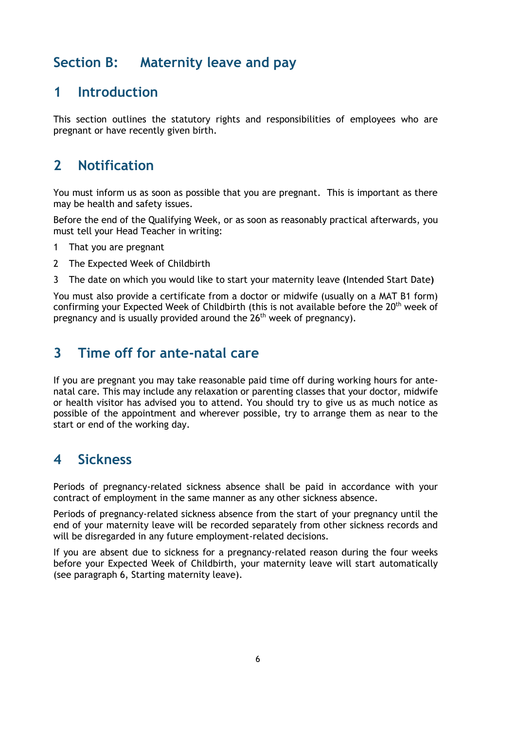# Section B: Maternity leave and pay

## 1 Introduction

This section outlines the statutory rights and responsibilities of employees who are pregnant or have recently given birth.

## 2 Notification

You must inform us as soon as possible that you are pregnant. This is important as there may be health and safety issues.

Before the end of the Qualifying Week, or as soon as reasonably practical afterwards, you must tell your Head Teacher in writing:

1 That you are pregnant

2 The Expected Week of Childbirth

3 The date on which you would like to start your maternity leave (Intended Start Date)

You must also provide a certificate from a doctor or midwife (usually on a MAT B1 form) confirming your Expected Week of Childbirth (this is not available before the 20th week of pregnancy and is usually provided around the 26th week of pregnancy).

## 3 Time off for ante-natal care

If you are pregnant you may take reasonable paid time off during working hours for ante-natal care. This may include any relaxation or parenting classes that your doctor, midwife or health visitor has advised you to attend. You should try to give us as much notice as possible of the appointment and wherever possible, try to arrange them as near to the start or end of the working day.

## 4 Sickness

Periods of pregnancy-related sickness absence shall be paid in accordance with your contract of employment in the same manner as any other sickness absence.

Periods of pregnancy-related sickness absence from the start of your pregnancy until the end of your maternity leave will be recorded separately from other sickness records and will be disregarded in any future employment-related decisions.

If you are absent due to sickness for a pregnancy-related reason during the four weeks before your Expected Week of Childbirth, your maternity leave will start automatically (see paragraph 6, Starting maternity leave).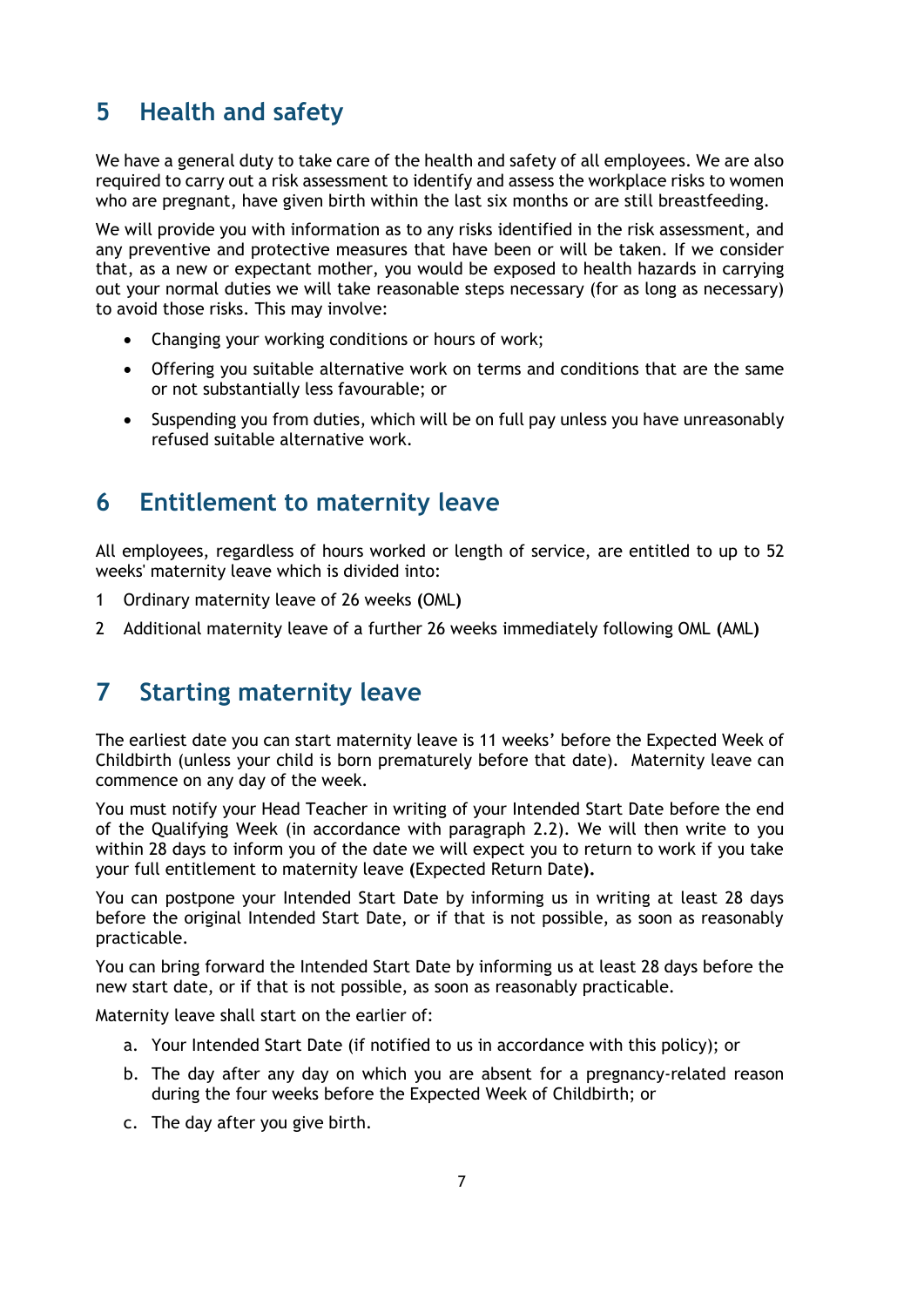## 5 Health and safety

We have a general duty to take care of the health and safety of all employees. We are also required to carry out a risk assessment to identify and assess the workplace risks to women who are pregnant, have given birth within the last six months or are still breastfeeding.

We will provide you with information as to any risks identified in the risk assessment, and any preventive and protective measures that have been or will be taken. If we consider that, as a new or expectant mother, you would be exposed to health hazards in carrying out your normal duties we will take reasonable steps necessary (for as long as necessary) to avoid those risks. This may involve:

- Changing your working conditions or hours of work;
- Offering you suitable alternative work on terms and conditions that are the same or not substantially less favourable; or
- Suspending you from duties, which will be on full pay unless you have unreasonably refused suitable alternative work.

## 6 Entitlement to maternity leave

All employees, regardless of hours worked or length of service, are entitled to up to 52 weeks' maternity leave which is divided into:

1. Ordinary maternity leave of 26 weeks **(**OML**)**
2. Additional maternity leave of a further 26 weeks immediately following OML **(**AML**)**

## 7 Starting maternity leave

The earliest date you can start maternity leave is 11 weeks' before the Expected Week of Childbirth (unless your child is born prematurely before that date). Maternity leave can commence on any day of the week.

You must notify your Head Teacher in writing of your Intended Start Date before the end of the Qualifying Week (in accordance with paragraph 2.2). We will then write to you within 28 days to inform you of the date we will expect you to return to work if you take your full entitlement to maternity leave **(**Expected Return Date**)**.

You can postpone your Intended Start Date by informing us in writing at least 28 days before the original Intended Start Date, or if that is not possible, as soon as reasonably practicable.

You can bring forward the Intended Start Date by informing us at least 28 days before the new start date, or if that is not possible, as soon as reasonably practicable.

Maternity leave shall start on the earlier of:

a. Your Intended Start Date (if notified to us in accordance with this policy); or
b. The day after any day on which you are absent for a pregnancy-related reason during the four weeks before the Expected Week of Childbirth; or
c. The day after you give birth.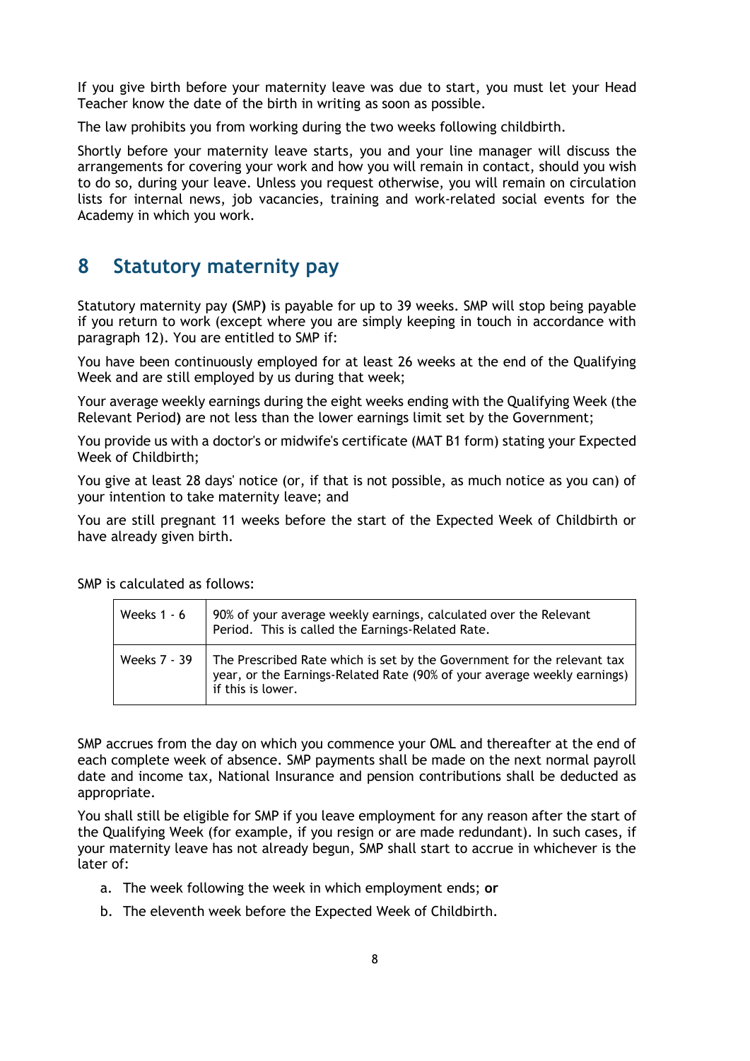If you give birth before your maternity leave was due to start, you must let your Head Teacher know the date of the birth in writing as soon as possible.

The law prohibits you from working during the two weeks following childbirth.

Shortly before your maternity leave starts, you and your line manager will discuss the arrangements for covering your work and how you will remain in contact, should you wish to do so, during your leave. Unless you request otherwise, you will remain on circulation lists for internal news, job vacancies, training and work-related social events for the Academy in which you work.

## 8 Statutory maternity pay

Statutory maternity pay (SMP) is payable for up to 39 weeks. SMP will stop being payable if you return to work (except where you are simply keeping in touch in accordance with paragraph 12). You are entitled to SMP if:

You have been continuously employed for at least 26 weeks at the end of the Qualifying Week and are still employed by us during that week;

Your average weekly earnings during the eight weeks ending with the Qualifying Week (the Relevant Period) are not less than the lower earnings limit set by the Government;

You provide us with a doctor's or midwife's certificate (MAT B1 form) stating your Expected Week of Childbirth;

You give at least 28 days' notice (or, if that is not possible, as much notice as you can) of your intention to take maternity leave; and

You are still pregnant 11 weeks before the start of the Expected Week of Childbirth or have already given birth.

SMP is calculated as follows:

| | |
|---|---|
| Weeks 1 - 6 | 90% of your average weekly earnings, calculated over the Relevant Period. This is called the Earnings-Related Rate. |
| Weeks 7 - 39 | The Prescribed Rate which is set by the Government for the relevant tax year, or the Earnings-Related Rate (90% of your average weekly earnings) if this is lower. |

SMP accrues from the day on which you commence your OML and thereafter at the end of each complete week of absence. SMP payments shall be made on the next normal payroll date and income tax, National Insurance and pension contributions shall be deducted as appropriate.

You shall still be eligible for SMP if you leave employment for any reason after the start of the Qualifying Week (for example, if you resign or are made redundant). In such cases, if your maternity leave has not already begun, SMP shall start to accrue in whichever is the later of:

a. The week following the week in which employment ends; **or**
b. The eleventh week before the Expected Week of Childbirth.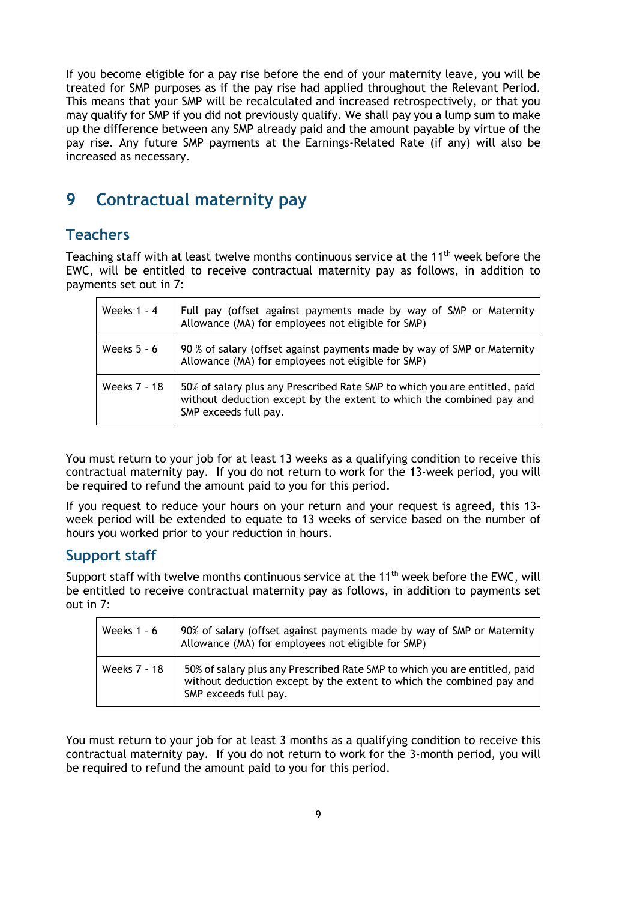If you become eligible for a pay rise before the end of your maternity leave, you will be treated for SMP purposes as if the pay rise had applied throughout the Relevant Period. This means that your SMP will be recalculated and increased retrospectively, or that you may qualify for SMP if you did not previously qualify. We shall pay you a lump sum to make up the difference between any SMP already paid and the amount payable by virtue of the pay rise. Any future SMP payments at the Earnings-Related Rate (if any) will also be increased as necessary.

# 9 Contractual maternity pay

## Teachers

Teaching staff with at least twelve months continuous service at the 11th week before the EWC, will be entitled to receive contractual maternity pay as follows, in addition to payments set out in 7:

| | |
|---|---|
| Weeks 1 - 4 | Full pay (offset against payments made by way of SMP or Maternity Allowance (MA) for employees not eligible for SMP) |
| Weeks 5 - 6 | 90 % of salary (offset against payments made by way of SMP or Maternity Allowance (MA) for employees not eligible for SMP) |
| Weeks 7 - 18 | 50% of salary plus any Prescribed Rate SMP to which you are entitled, paid without deduction except by the extent to which the combined pay and SMP exceeds full pay. |

You must return to your job for at least 13 weeks as a qualifying condition to receive this contractual maternity pay. If you do not return to work for the 13-week period, you will be required to refund the amount paid to you for this period.

If you request to reduce your hours on your return and your request is agreed, this 13-week period will be extended to equate to 13 weeks of service based on the number of hours you worked prior to your reduction in hours.

## Support staff

Support staff with twelve months continuous service at the 11th week before the EWC, will be entitled to receive contractual maternity pay as follows, in addition to payments set out in 7:

| | |
|---|---|
| Weeks 1 – 6 | 90% of salary (offset against payments made by way of SMP or Maternity Allowance (MA) for employees not eligible for SMP) |
| Weeks 7 - 18 | 50% of salary plus any Prescribed Rate SMP to which you are entitled, paid without deduction except by the extent to which the combined pay and SMP exceeds full pay. |

You must return to your job for at least 3 months as a qualifying condition to receive this contractual maternity pay. If you do not return to work for the 3-month period, you will be required to refund the amount paid to you for this period.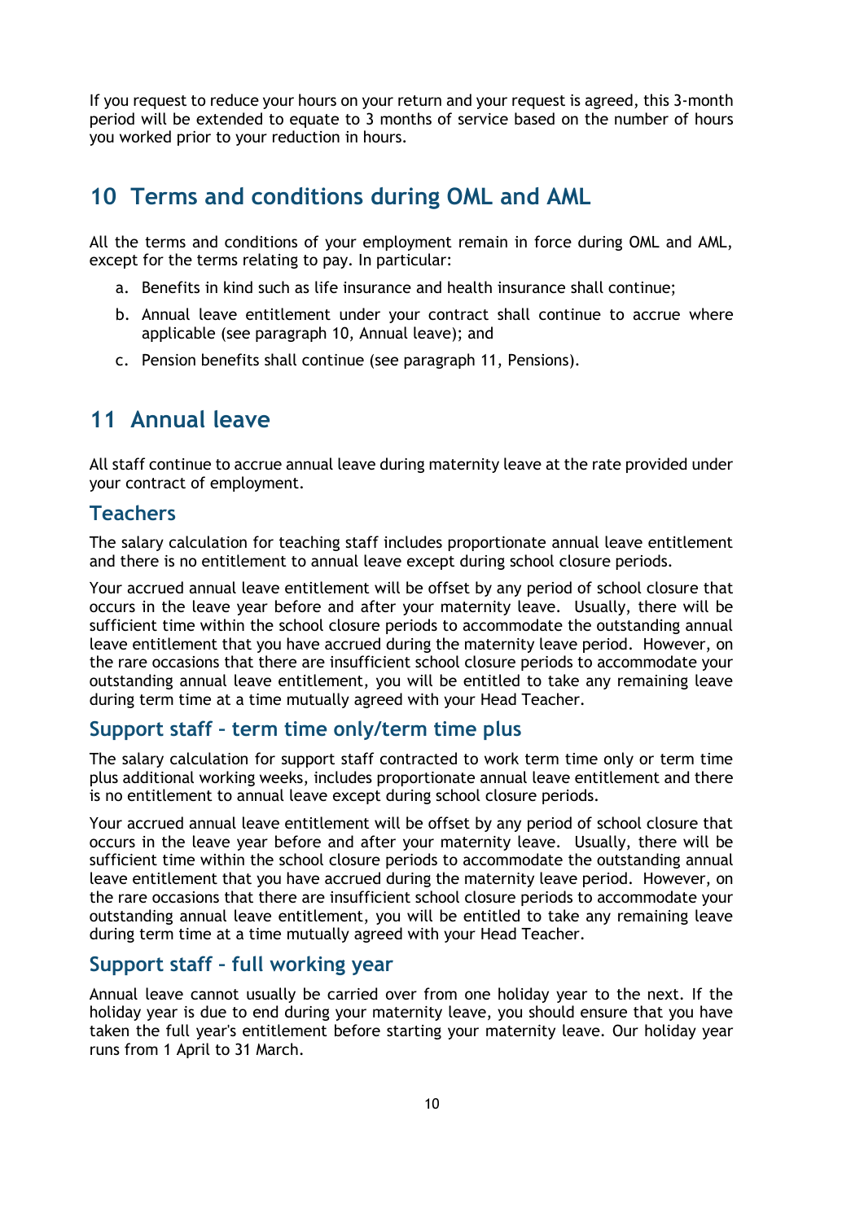If you request to reduce your hours on your return and your request is agreed, this 3-month period will be extended to equate to 3 months of service based on the number of hours you worked prior to your reduction in hours.

## 10 Terms and conditions during OML and AML

All the terms and conditions of your employment remain in force during OML and AML, except for the terms relating to pay. In particular:

a. Benefits in kind such as life insurance and health insurance shall continue;

b. Annual leave entitlement under your contract shall continue to accrue where applicable (see paragraph 10, Annual leave); and

c. Pension benefits shall continue (see paragraph 11, Pensions).

## 11 Annual leave

All staff continue to accrue annual leave during maternity leave at the rate provided under your contract of employment.

### Teachers

The salary calculation for teaching staff includes proportionate annual leave entitlement and there is no entitlement to annual leave except during school closure periods.

Your accrued annual leave entitlement will be offset by any period of school closure that occurs in the leave year before and after your maternity leave. Usually, there will be sufficient time within the school closure periods to accommodate the outstanding annual leave entitlement that you have accrued during the maternity leave period. However, on the rare occasions that there are insufficient school closure periods to accommodate your outstanding annual leave entitlement, you will be entitled to take any remaining leave during term time at a time mutually agreed with your Head Teacher.

### Support staff – term time only/term time plus

The salary calculation for support staff contracted to work term time only or term time plus additional working weeks, includes proportionate annual leave entitlement and there is no entitlement to annual leave except during school closure periods.

Your accrued annual leave entitlement will be offset by any period of school closure that occurs in the leave year before and after your maternity leave. Usually, there will be sufficient time within the school closure periods to accommodate the outstanding annual leave entitlement that you have accrued during the maternity leave period. However, on the rare occasions that there are insufficient school closure periods to accommodate your outstanding annual leave entitlement, you will be entitled to take any remaining leave during term time at a time mutually agreed with your Head Teacher.

### Support staff – full working year

Annual leave cannot usually be carried over from one holiday year to the next. If the holiday year is due to end during your maternity leave, you should ensure that you have taken the full year's entitlement before starting your maternity leave. Our holiday year runs from 1 April to 31 March.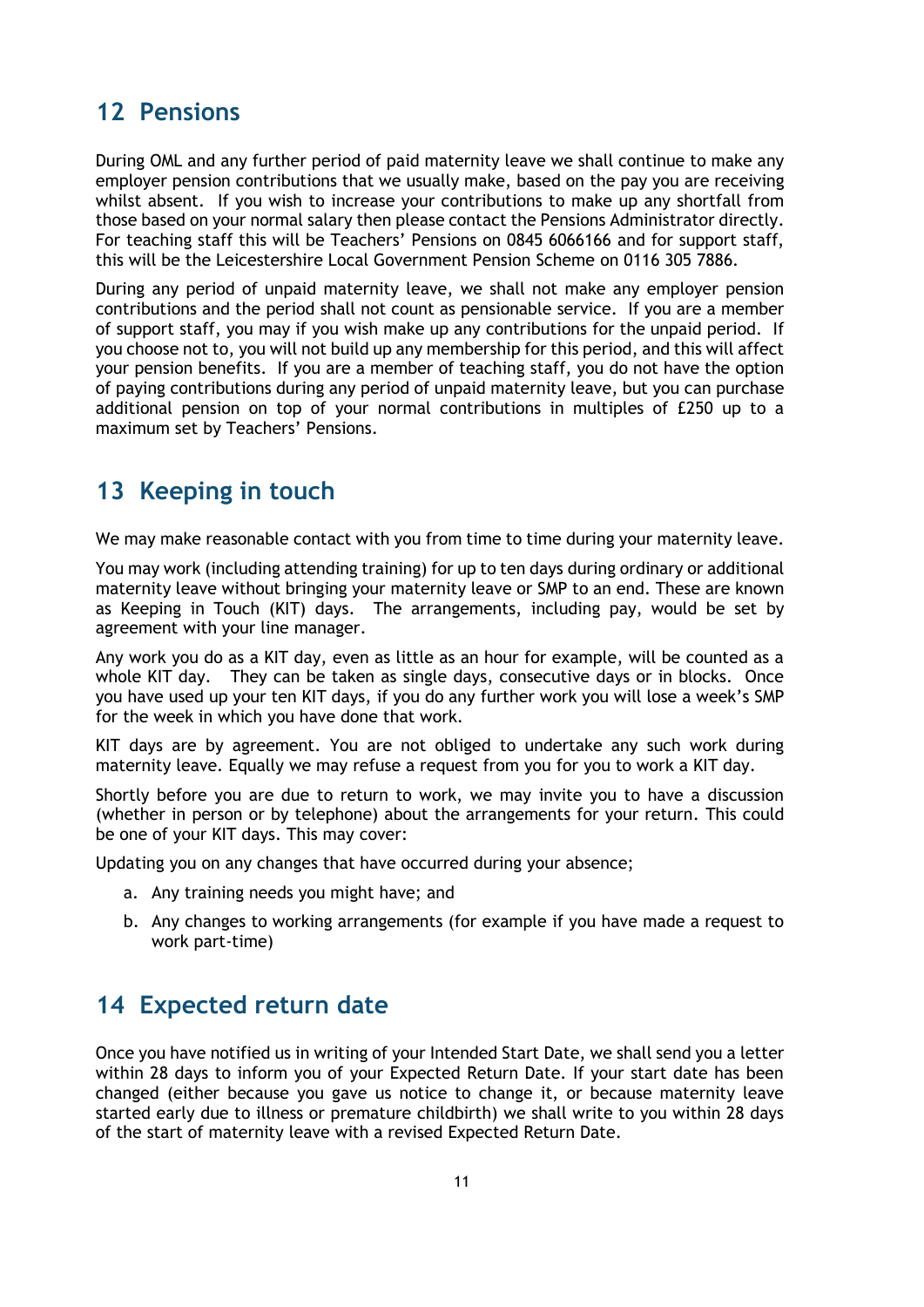## 12 Pensions

During OML and any further period of paid maternity leave we shall continue to make any employer pension contributions that we usually make, based on the pay you are receiving whilst absent. If you wish to increase your contributions to make up any shortfall from those based on your normal salary then please contact the Pensions Administrator directly. For teaching staff this will be Teachers' Pensions on 0845 6066166 and for support staff, this will be the Leicestershire Local Government Pension Scheme on 0116 305 7886.

During any period of unpaid maternity leave, we shall not make any employer pension contributions and the period shall not count as pensionable service. If you are a member of support staff, you may if you wish make up any contributions for the unpaid period. If you choose not to, you will not build up any membership for this period, and this will affect your pension benefits. If you are a member of teaching staff, you do not have the option of paying contributions during any period of unpaid maternity leave, but you can purchase additional pension on top of your normal contributions in multiples of £250 up to a maximum set by Teachers' Pensions.

## 13 Keeping in touch

We may make reasonable contact with you from time to time during your maternity leave.

You may work (including attending training) for up to ten days during ordinary or additional maternity leave without bringing your maternity leave or SMP to an end. These are known as Keeping in Touch (KIT) days. The arrangements, including pay, would be set by agreement with your line manager.

Any work you do as a KIT day, even as little as an hour for example, will be counted as a whole KIT day. They can be taken as single days, consecutive days or in blocks. Once you have used up your ten KIT days, if you do any further work you will lose a week's SMP for the week in which you have done that work.

KIT days are by agreement. You are not obliged to undertake any such work during maternity leave. Equally we may refuse a request from you for you to work a KIT day.

Shortly before you are due to return to work, we may invite you to have a discussion (whether in person or by telephone) about the arrangements for your return. This could be one of your KIT days. This may cover:

Updating you on any changes that have occurred during your absence;

a. Any training needs you might have; and

b. Any changes to working arrangements (for example if you have made a request to work part-time)

## 14 Expected return date

Once you have notified us in writing of your Intended Start Date, we shall send you a letter within 28 days to inform you of your Expected Return Date. If your start date has been changed (either because you gave us notice to change it, or because maternity leave started early due to illness or premature childbirth) we shall write to you within 28 days of the start of maternity leave with a revised Expected Return Date.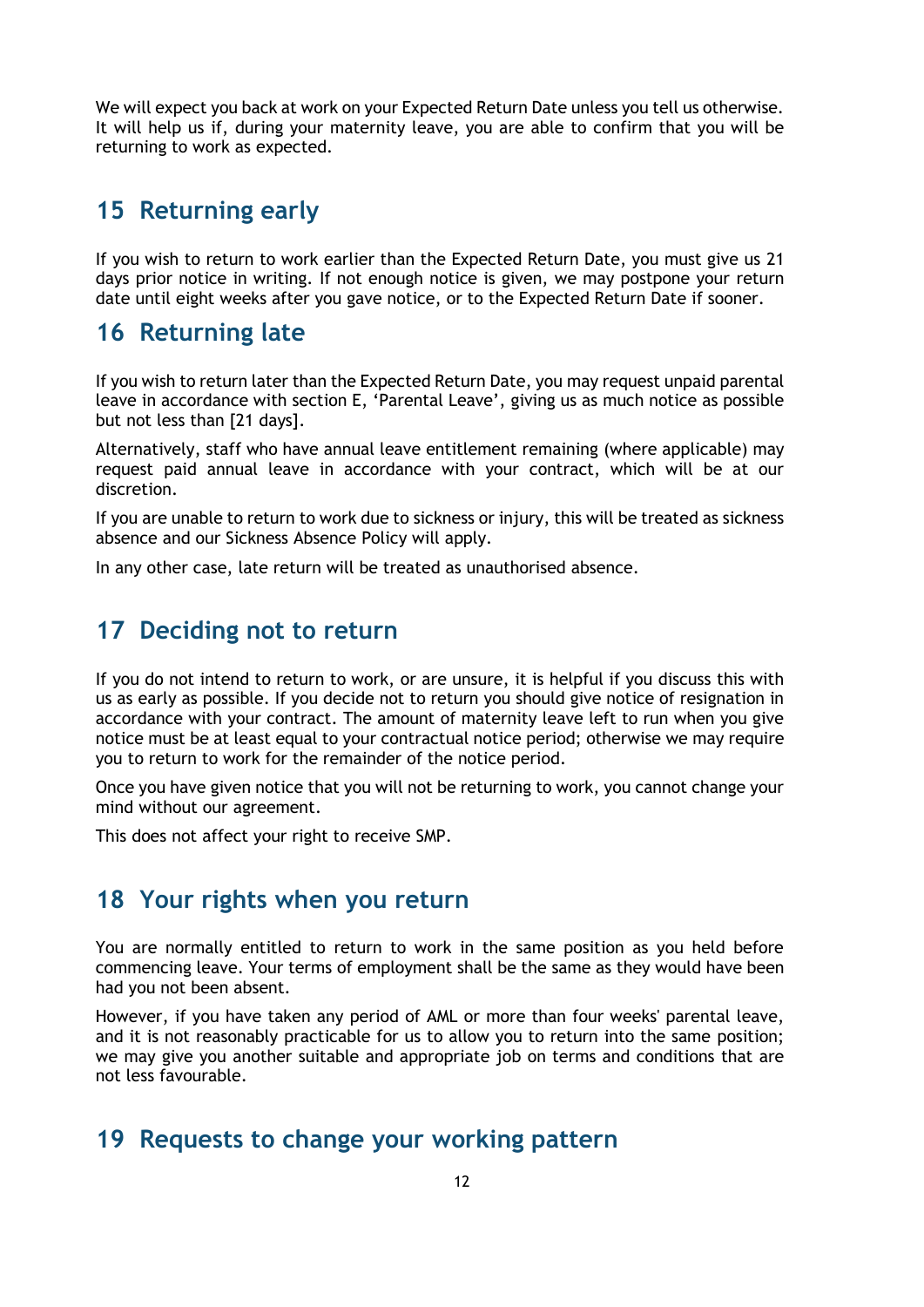We will expect you back at work on your Expected Return Date unless you tell us otherwise. It will help us if, during your maternity leave, you are able to confirm that you will be returning to work as expected.

## 15 Returning early

If you wish to return to work earlier than the Expected Return Date, you must give us 21 days prior notice in writing. If not enough notice is given, we may postpone your return date until eight weeks after you gave notice, or to the Expected Return Date if sooner.

## 16 Returning late

If you wish to return later than the Expected Return Date, you may request unpaid parental leave in accordance with section E, 'Parental Leave', giving us as much notice as possible but not less than [21 days].

Alternatively, staff who have annual leave entitlement remaining (where applicable) may request paid annual leave in accordance with your contract, which will be at our discretion.

If you are unable to return to work due to sickness or injury, this will be treated as sickness absence and our Sickness Absence Policy will apply.

In any other case, late return will be treated as unauthorised absence.

## 17 Deciding not to return

If you do not intend to return to work, or are unsure, it is helpful if you discuss this with us as early as possible. If you decide not to return you should give notice of resignation in accordance with your contract. The amount of maternity leave left to run when you give notice must be at least equal to your contractual notice period; otherwise we may require you to return to work for the remainder of the notice period.

Once you have given notice that you will not be returning to work, you cannot change your mind without our agreement.

This does not affect your right to receive SMP.

## 18 Your rights when you return

You are normally entitled to return to work in the same position as you held before commencing leave. Your terms of employment shall be the same as they would have been had you not been absent.

However, if you have taken any period of AML or more than four weeks' parental leave, and it is not reasonably practicable for us to allow you to return into the same position; we may give you another suitable and appropriate job on terms and conditions that are not less favourable.

## 19 Requests to change your working pattern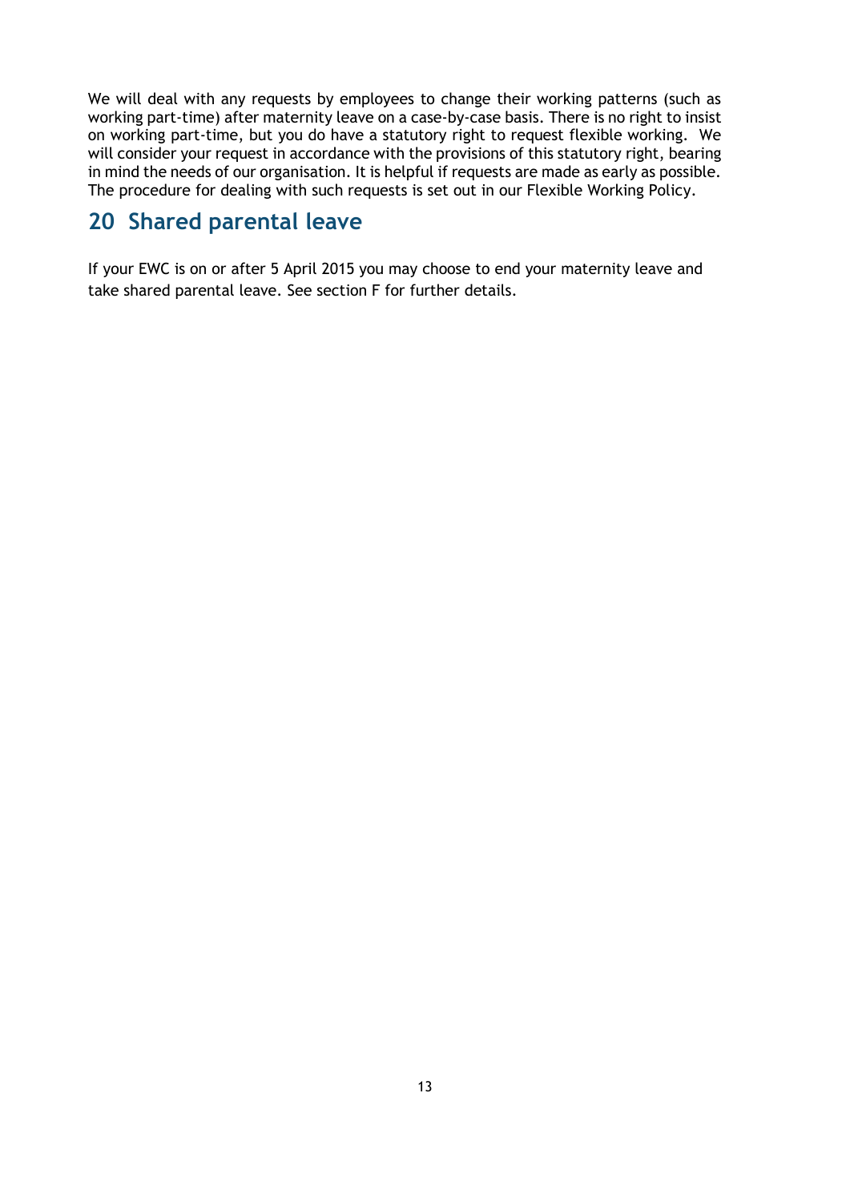We will deal with any requests by employees to change their working patterns (such as working part-time) after maternity leave on a case-by-case basis. There is no right to insist on working part-time, but you do have a statutory right to request flexible working. We will consider your request in accordance with the provisions of this statutory right, bearing in mind the needs of our organisation. It is helpful if requests are made as early as possible. The procedure for dealing with such requests is set out in our Flexible Working Policy.

## 20 Shared parental leave

If your EWC is on or after 5 April 2015 you may choose to end your maternity leave and take shared parental leave. See section F for further details.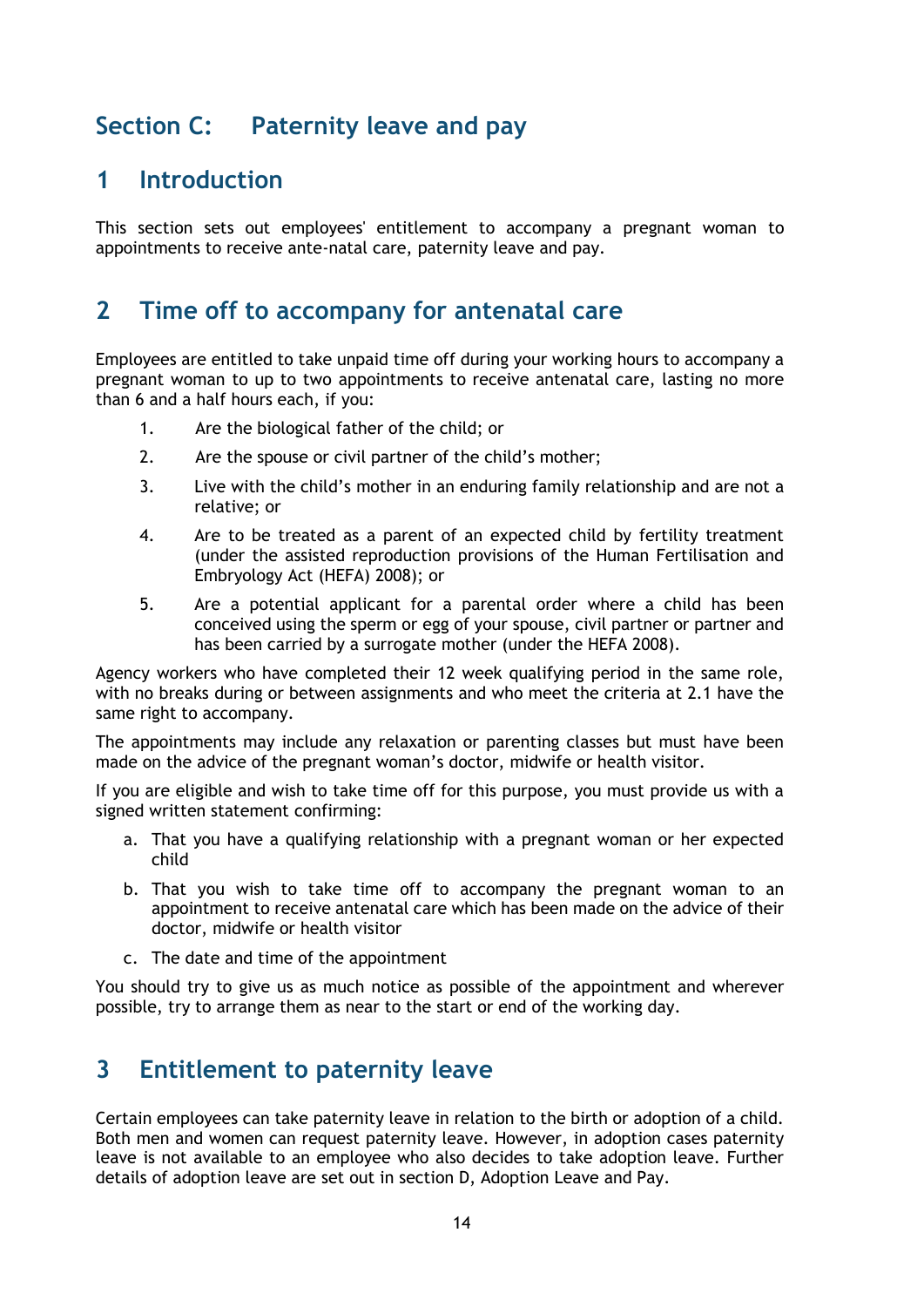# Section C: Paternity leave and pay

## 1 Introduction

This section sets out employees' entitlement to accompany a pregnant woman to appointments to receive ante-natal care, paternity leave and pay.

## 2 Time off to accompany for antenatal care

Employees are entitled to take unpaid time off during your working hours to accompany a pregnant woman to up to two appointments to receive antenatal care, lasting no more than 6 and a half hours each, if you:

1. Are the biological father of the child; or
2. Are the spouse or civil partner of the child's mother;
3. Live with the child's mother in an enduring family relationship and are not a relative; or
4. Are to be treated as a parent of an expected child by fertility treatment (under the assisted reproduction provisions of the Human Fertilisation and Embryology Act (HEFA) 2008); or
5. Are a potential applicant for a parental order where a child has been conceived using the sperm or egg of your spouse, civil partner or partner and has been carried by a surrogate mother (under the HEFA 2008).

Agency workers who have completed their 12 week qualifying period in the same role, with no breaks during or between assignments and who meet the criteria at 2.1 have the same right to accompany.

The appointments may include any relaxation or parenting classes but must have been made on the advice of the pregnant woman's doctor, midwife or health visitor.

If you are eligible and wish to take time off for this purpose, you must provide us with a signed written statement confirming:

a. That you have a qualifying relationship with a pregnant woman or her expected child
b. That you wish to take time off to accompany the pregnant woman to an appointment to receive antenatal care which has been made on the advice of their doctor, midwife or health visitor
c. The date and time of the appointment

You should try to give us as much notice as possible of the appointment and wherever possible, try to arrange them as near to the start or end of the working day.

## 3 Entitlement to paternity leave

Certain employees can take paternity leave in relation to the birth or adoption of a child. Both men and women can request paternity leave. However, in adoption cases paternity leave is not available to an employee who also decides to take adoption leave. Further details of adoption leave are set out in section D, Adoption Leave and Pay.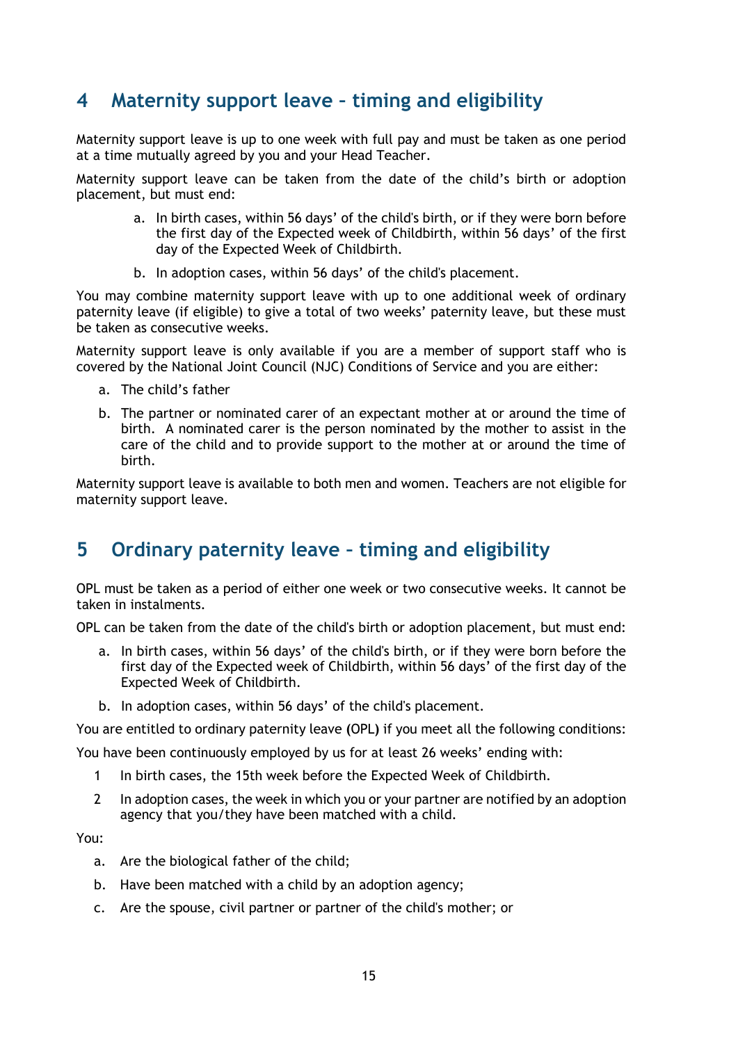## 4 Maternity support leave – timing and eligibility

Maternity support leave is up to one week with full pay and must be taken as one period at a time mutually agreed by you and your Head Teacher.

Maternity support leave can be taken from the date of the child's birth or adoption placement, but must end:

a. In birth cases, within 56 days' of the child's birth, or if they were born before the first day of the Expected week of Childbirth, within 56 days' of the first day of the Expected Week of Childbirth.

b. In adoption cases, within 56 days' of the child's placement.

You may combine maternity support leave with up to one additional week of ordinary paternity leave (if eligible) to give a total of two weeks' paternity leave, but these must be taken as consecutive weeks.

Maternity support leave is only available if you are a member of support staff who is covered by the National Joint Council (NJC) Conditions of Service and you are either:

a. The child's father

b. The partner or nominated carer of an expectant mother at or around the time of birth. A nominated carer is the person nominated by the mother to assist in the care of the child and to provide support to the mother at or around the time of birth.

Maternity support leave is available to both men and women. Teachers are not eligible for maternity support leave.

## 5 Ordinary paternity leave – timing and eligibility

OPL must be taken as a period of either one week or two consecutive weeks. It cannot be taken in instalments.

OPL can be taken from the date of the child's birth or adoption placement, but must end:

a. In birth cases, within 56 days' of the child's birth, or if they were born before the first day of the Expected week of Childbirth, within 56 days' of the first day of the Expected Week of Childbirth.

b. In adoption cases, within 56 days' of the child's placement.

You are entitled to ordinary paternity leave (OPL) if you meet all the following conditions:

You have been continuously employed by us for at least 26 weeks' ending with:

1. In birth cases, the 15th week before the Expected Week of Childbirth.

2. In adoption cases, the week in which you or your partner are notified by an adoption agency that you/they have been matched with a child.

You:

a. Are the biological father of the child;

b. Have been matched with a child by an adoption agency;

c. Are the spouse, civil partner or partner of the child's mother; or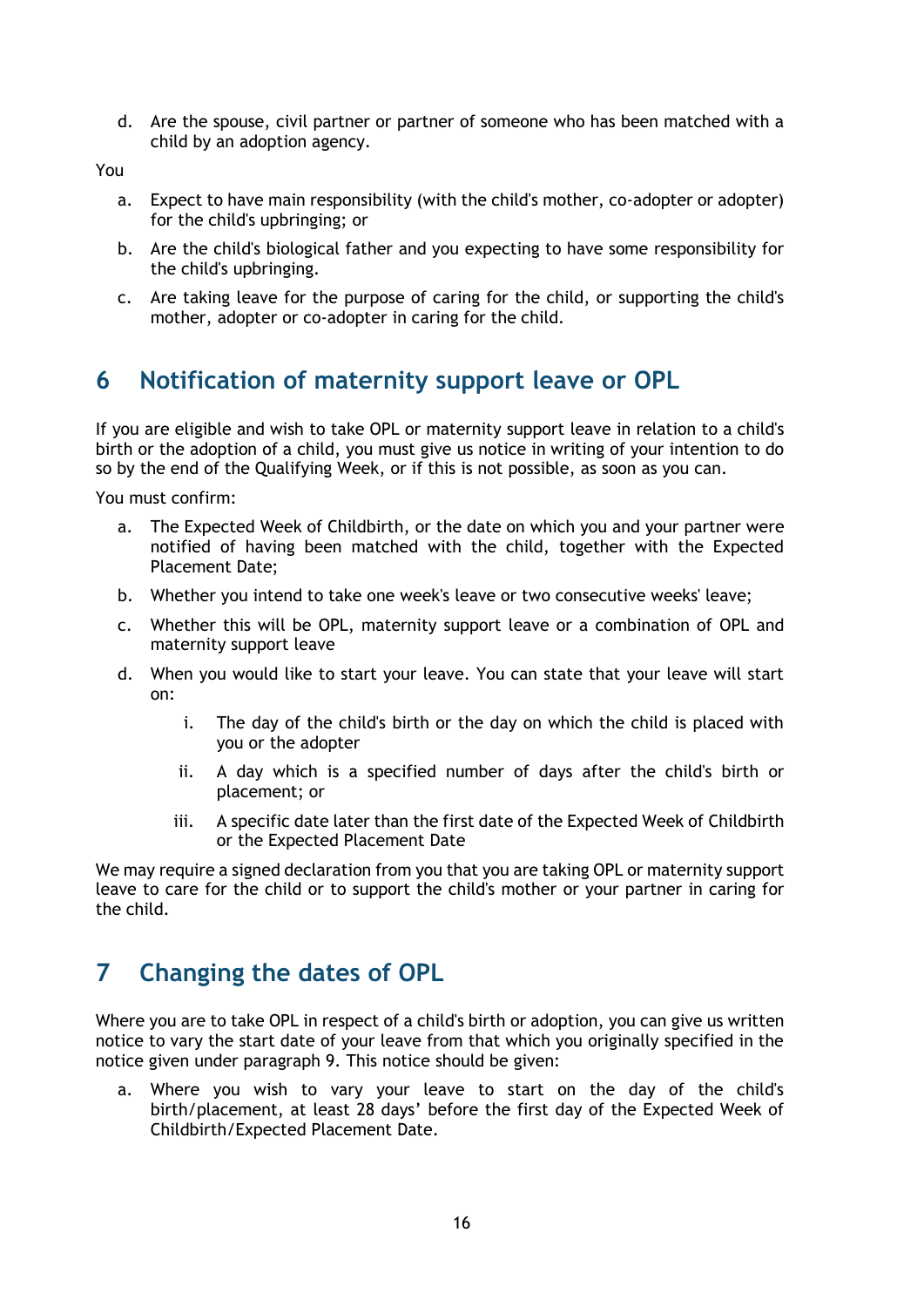d. Are the spouse, civil partner or partner of someone who has been matched with a child by an adoption agency.

You

a. Expect to have main responsibility (with the child's mother, co-adopter or adopter) for the child's upbringing; or

b. Are the child's biological father and you expecting to have some responsibility for the child's upbringing.

c. Are taking leave for the purpose of caring for the child, or supporting the child's mother, adopter or co-adopter in caring for the child.

## 6 Notification of maternity support leave or OPL

If you are eligible and wish to take OPL or maternity support leave in relation to a child's birth or the adoption of a child, you must give us notice in writing of your intention to do so by the end of the Qualifying Week, or if this is not possible, as soon as you can.

You must confirm:

a. The Expected Week of Childbirth, or the date on which you and your partner were notified of having been matched with the child, together with the Expected Placement Date;

b. Whether you intend to take one week's leave or two consecutive weeks' leave;

c. Whether this will be OPL, maternity support leave or a combination of OPL and maternity support leave

d. When you would like to start your leave. You can state that your leave will start on:

   i. The day of the child's birth or the day on which the child is placed with you or the adopter

   ii. A day which is a specified number of days after the child's birth or placement; or

   iii. A specific date later than the first date of the Expected Week of Childbirth or the Expected Placement Date

We may require a signed declaration from you that you are taking OPL or maternity support leave to care for the child or to support the child's mother or your partner in caring for the child.

## 7 Changing the dates of OPL

Where you are to take OPL in respect of a child's birth or adoption, you can give us written notice to vary the start date of your leave from that which you originally specified in the notice given under paragraph 9. This notice should be given:

a. Where you wish to vary your leave to start on the day of the child's birth/placement, at least 28 days' before the first day of the Expected Week of Childbirth/Expected Placement Date.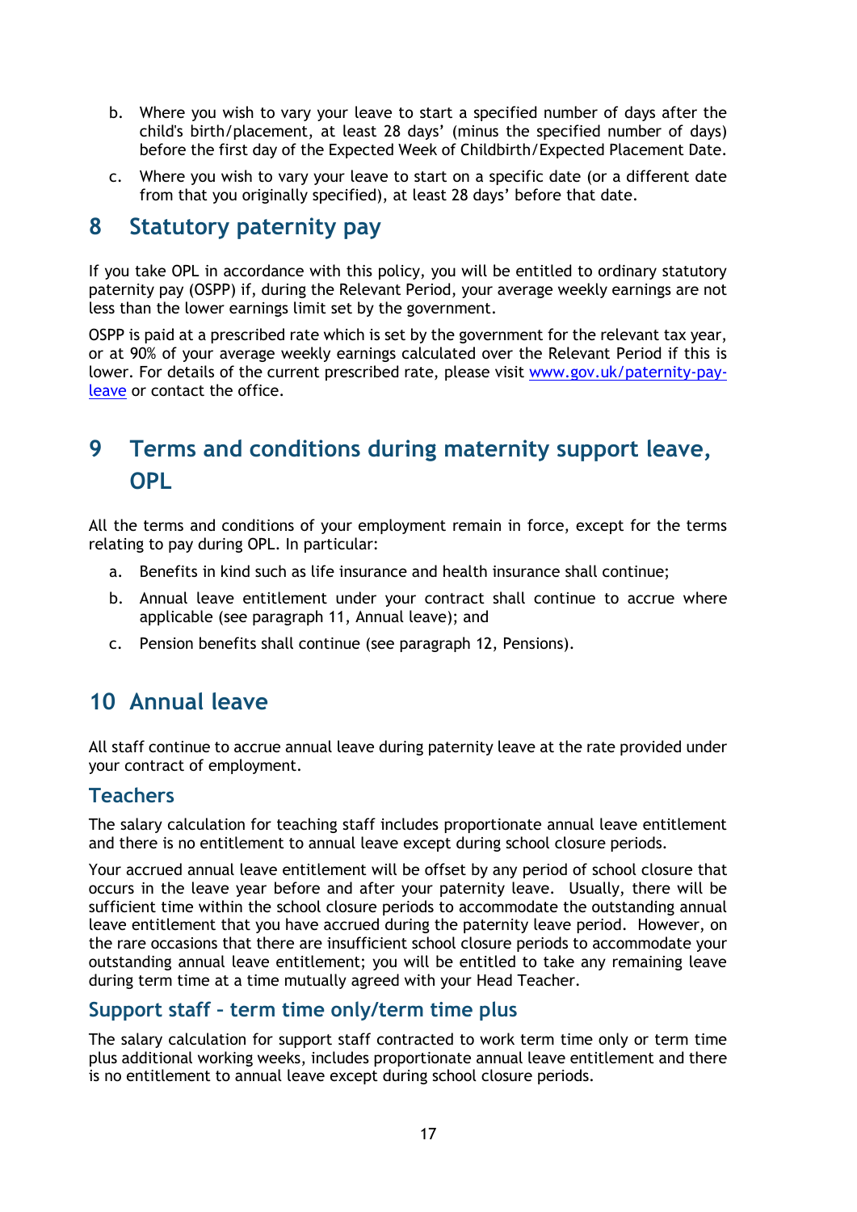b. Where you wish to vary your leave to start a specified number of days after the child's birth/placement, at least 28 days' (minus the specified number of days) before the first day of the Expected Week of Childbirth/Expected Placement Date.

c. Where you wish to vary your leave to start on a specific date (or a different date from that you originally specified), at least 28 days' before that date.

## 8 Statutory paternity pay

If you take OPL in accordance with this policy, you will be entitled to ordinary statutory paternity pay (OSPP) if, during the Relevant Period, your average weekly earnings are not less than the lower earnings limit set by the government.

OSPP is paid at a prescribed rate which is set by the government for the relevant tax year, or at 90% of your average weekly earnings calculated over the Relevant Period if this is lower. For details of the current prescribed rate, please visit [www.gov.uk/paternity-pay-leave](www.gov.uk/paternity-pay-leave) or contact the office.

## 9 Terms and conditions during maternity support leave, OPL

All the terms and conditions of your employment remain in force, except for the terms relating to pay during OPL. In particular:

a. Benefits in kind such as life insurance and health insurance shall continue;

b. Annual leave entitlement under your contract shall continue to accrue where applicable (see paragraph 11, Annual leave); and

c. Pension benefits shall continue (see paragraph 12, Pensions).

## 10 Annual leave

All staff continue to accrue annual leave during paternity leave at the rate provided under your contract of employment.

### Teachers

The salary calculation for teaching staff includes proportionate annual leave entitlement and there is no entitlement to annual leave except during school closure periods.

Your accrued annual leave entitlement will be offset by any period of school closure that occurs in the leave year before and after your paternity leave. Usually, there will be sufficient time within the school closure periods to accommodate the outstanding annual leave entitlement that you have accrued during the paternity leave period. However, on the rare occasions that there are insufficient school closure periods to accommodate your outstanding annual leave entitlement; you will be entitled to take any remaining leave during term time at a time mutually agreed with your Head Teacher.

### Support staff – term time only/term time plus

The salary calculation for support staff contracted to work term time only or term time plus additional working weeks, includes proportionate annual leave entitlement and there is no entitlement to annual leave except during school closure periods.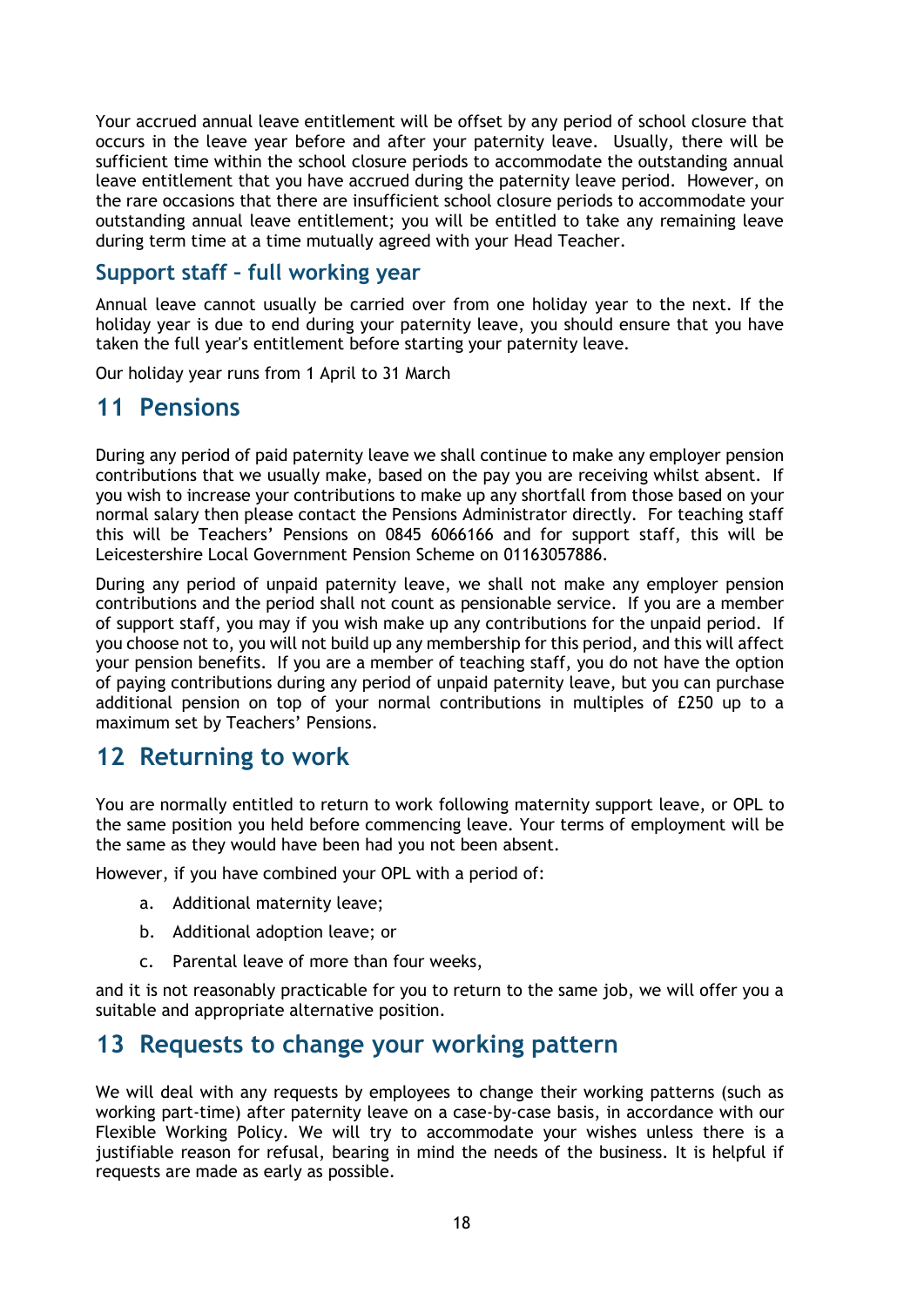Your accrued annual leave entitlement will be offset by any period of school closure that occurs in the leave year before and after your paternity leave. Usually, there will be sufficient time within the school closure periods to accommodate the outstanding annual leave entitlement that you have accrued during the paternity leave period. However, on the rare occasions that there are insufficient school closure periods to accommodate your outstanding annual leave entitlement; you will be entitled to take any remaining leave during term time at a time mutually agreed with your Head Teacher.

### Support staff – full working year

Annual leave cannot usually be carried over from one holiday year to the next. If the holiday year is due to end during your paternity leave, you should ensure that you have taken the full year's entitlement before starting your paternity leave.

Our holiday year runs from 1 April to 31 March

## 11 Pensions

During any period of paid paternity leave we shall continue to make any employer pension contributions that we usually make, based on the pay you are receiving whilst absent. If you wish to increase your contributions to make up any shortfall from those based on your normal salary then please contact the Pensions Administrator directly. For teaching staff this will be Teachers' Pensions on 0845 6066166 and for support staff, this will be Leicestershire Local Government Pension Scheme on 01163057886.

During any period of unpaid paternity leave, we shall not make any employer pension contributions and the period shall not count as pensionable service. If you are a member of support staff, you may if you wish make up any contributions for the unpaid period. If you choose not to, you will not build up any membership for this period, and this will affect your pension benefits. If you are a member of teaching staff, you do not have the option of paying contributions during any period of unpaid paternity leave, but you can purchase additional pension on top of your normal contributions in multiples of £250 up to a maximum set by Teachers' Pensions.

## 12 Returning to work

You are normally entitled to return to work following maternity support leave, or OPL to the same position you held before commencing leave. Your terms of employment will be the same as they would have been had you not been absent.

However, if you have combined your OPL with a period of:

a. Additional maternity leave;

b. Additional adoption leave; or

c. Parental leave of more than four weeks,

and it is not reasonably practicable for you to return to the same job, we will offer you a suitable and appropriate alternative position.

## 13 Requests to change your working pattern

We will deal with any requests by employees to change their working patterns (such as working part-time) after paternity leave on a case-by-case basis, in accordance with our Flexible Working Policy. We will try to accommodate your wishes unless there is a justifiable reason for refusal, bearing in mind the needs of the business. It is helpful if requests are made as early as possible.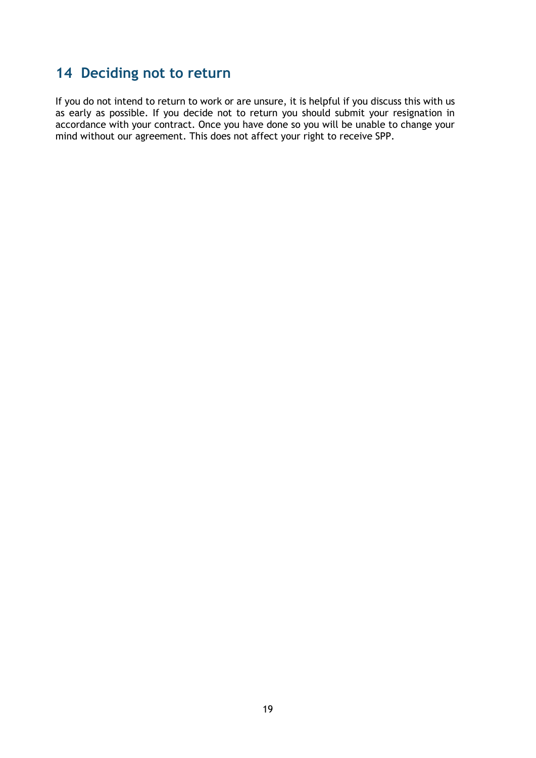## 14 Deciding not to return

If you do not intend to return to work or are unsure, it is helpful if you discuss this with us as early as possible. If you decide not to return you should submit your resignation in accordance with your contract. Once you have done so you will be unable to change your mind without our agreement. This does not affect your right to receive SPP.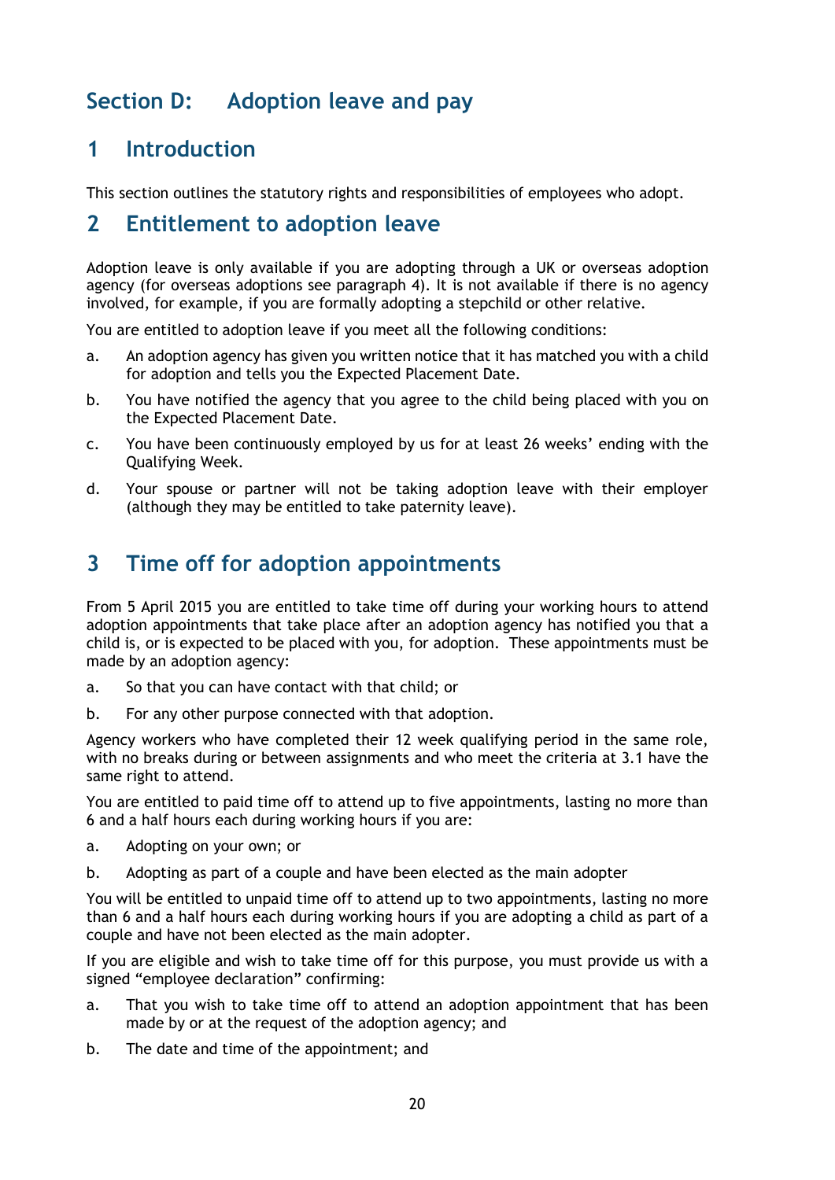# Section D: Adoption leave and pay

## 1 Introduction

This section outlines the statutory rights and responsibilities of employees who adopt.

## 2 Entitlement to adoption leave

Adoption leave is only available if you are adopting through a UK or overseas adoption agency (for overseas adoptions see paragraph 4). It is not available if there is no agency involved, for example, if you are formally adopting a stepchild or other relative.

You are entitled to adoption leave if you meet all the following conditions:

a. An adoption agency has given you written notice that it has matched you with a child for adoption and tells you the Expected Placement Date.

b. You have notified the agency that you agree to the child being placed with you on the Expected Placement Date.

c. You have been continuously employed by us for at least 26 weeks' ending with the Qualifying Week.

d. Your spouse or partner will not be taking adoption leave with their employer (although they may be entitled to take paternity leave).

## 3 Time off for adoption appointments

From 5 April 2015 you are entitled to take time off during your working hours to attend adoption appointments that take place after an adoption agency has notified you that a child is, or is expected to be placed with you, for adoption. These appointments must be made by an adoption agency:

a. So that you can have contact with that child; or

b. For any other purpose connected with that adoption.

Agency workers who have completed their 12 week qualifying period in the same role, with no breaks during or between assignments and who meet the criteria at 3.1 have the same right to attend.

You are entitled to paid time off to attend up to five appointments, lasting no more than 6 and a half hours each during working hours if you are:

a. Adopting on your own; or

b. Adopting as part of a couple and have been elected as the main adopter

You will be entitled to unpaid time off to attend up to two appointments, lasting no more than 6 and a half hours each during working hours if you are adopting a child as part of a couple and have not been elected as the main adopter.

If you are eligible and wish to take time off for this purpose, you must provide us with a signed "employee declaration" confirming:

a. That you wish to take time off to attend an adoption appointment that has been made by or at the request of the adoption agency; and

b. The date and time of the appointment; and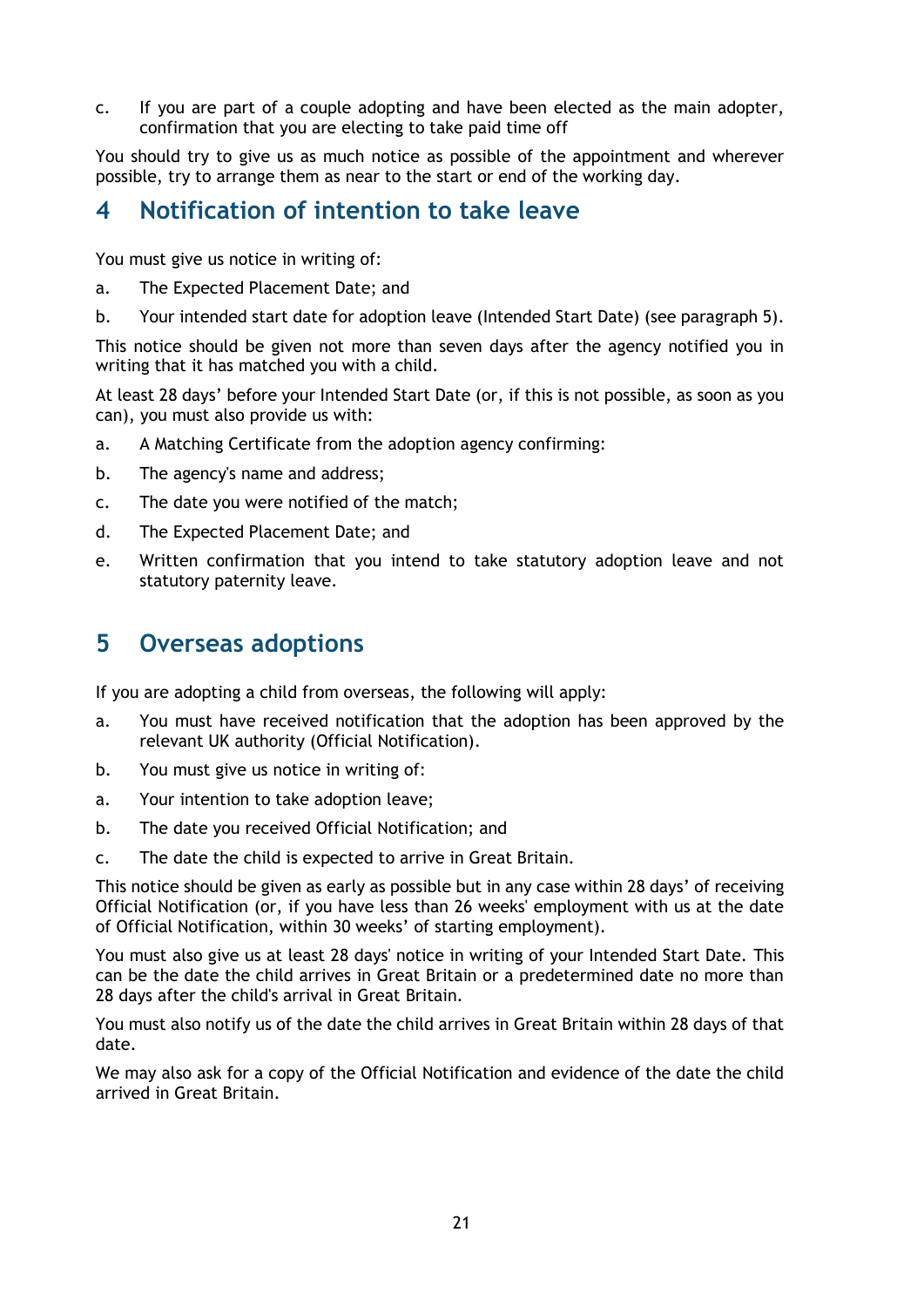c. If you are part of a couple adopting and have been elected as the main adopter, confirmation that you are electing to take paid time off

You should try to give us as much notice as possible of the appointment and wherever possible, try to arrange them as near to the start or end of the working day.

## 4 Notification of intention to take leave

You must give us notice in writing of:

a. The Expected Placement Date; and

b. Your intended start date for adoption leave (Intended Start Date) (see paragraph 5).

This notice should be given not more than seven days after the agency notified you in writing that it has matched you with a child.

At least 28 days' before your Intended Start Date (or, if this is not possible, as soon as you can), you must also provide us with:

a. A Matching Certificate from the adoption agency confirming:

b. The agency's name and address;

c. The date you were notified of the match;

d. The Expected Placement Date; and

e. Written confirmation that you intend to take statutory adoption leave and not statutory paternity leave.

## 5 Overseas adoptions

If you are adopting a child from overseas, the following will apply:

a. You must have received notification that the adoption has been approved by the relevant UK authority (Official Notification).

b. You must give us notice in writing of:

a. Your intention to take adoption leave;

b. The date you received Official Notification; and

c. The date the child is expected to arrive in Great Britain.

This notice should be given as early as possible but in any case within 28 days' of receiving Official Notification (or, if you have less than 26 weeks' employment with us at the date of Official Notification, within 30 weeks' of starting employment).

You must also give us at least 28 days' notice in writing of your Intended Start Date. This can be the date the child arrives in Great Britain or a predetermined date no more than 28 days after the child's arrival in Great Britain.

You must also notify us of the date the child arrives in Great Britain within 28 days of that date.

We may also ask for a copy of the Official Notification and evidence of the date the child arrived in Great Britain.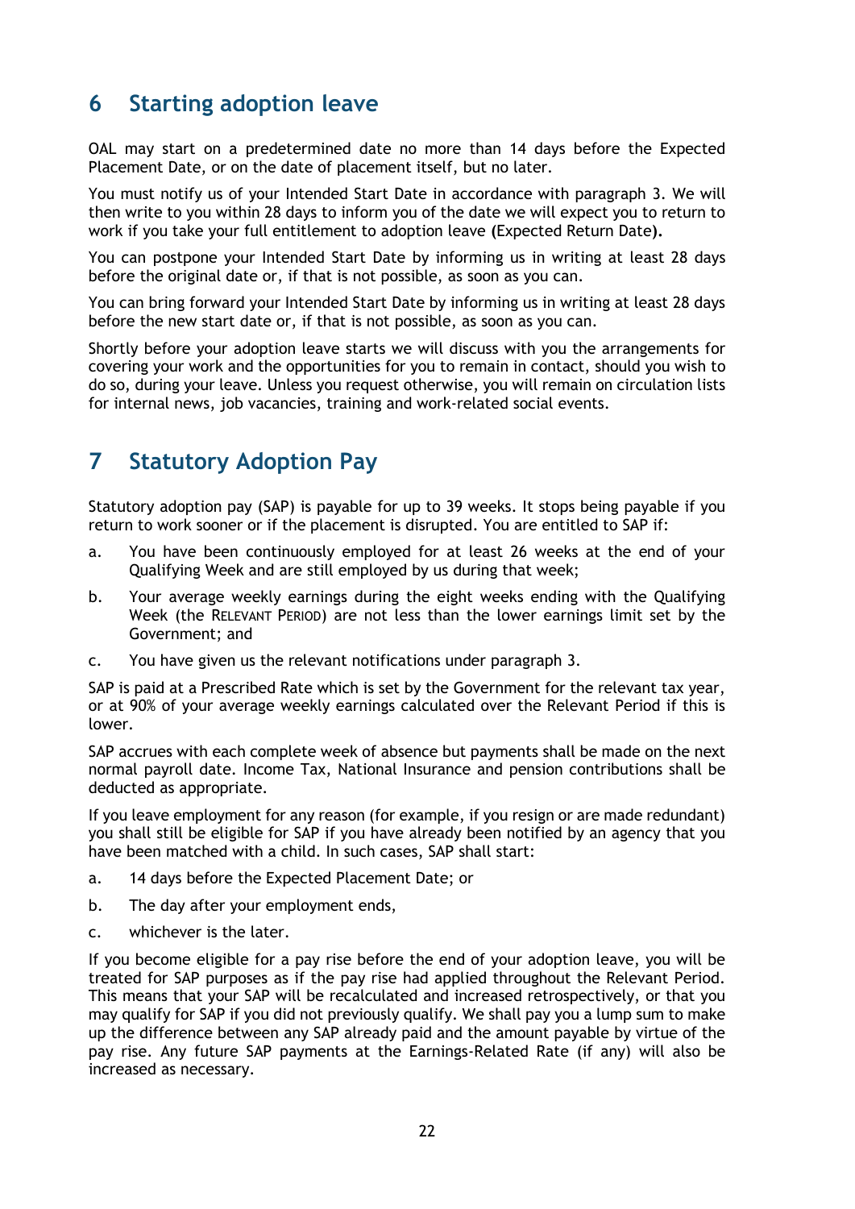## 6 Starting adoption leave

OAL may start on a predetermined date no more than 14 days before the Expected Placement Date, or on the date of placement itself, but no later.

You must notify us of your Intended Start Date in accordance with paragraph 3. We will then write to you within 28 days to inform you of the date we will expect you to return to work if you take your full entitlement to adoption leave **(**Expected Return Date**).**

You can postpone your Intended Start Date by informing us in writing at least 28 days before the original date or, if that is not possible, as soon as you can.

You can bring forward your Intended Start Date by informing us in writing at least 28 days before the new start date or, if that is not possible, as soon as you can.

Shortly before your adoption leave starts we will discuss with you the arrangements for covering your work and the opportunities for you to remain in contact, should you wish to do so, during your leave. Unless you request otherwise, you will remain on circulation lists for internal news, job vacancies, training and work-related social events.

## 7 Statutory Adoption Pay

Statutory adoption pay (SAP) is payable for up to 39 weeks. It stops being payable if you return to work sooner or if the placement is disrupted. You are entitled to SAP if:

a. You have been continuously employed for at least 26 weeks at the end of your Qualifying Week and are still employed by us during that week;

b. Your average weekly earnings during the eight weeks ending with the Qualifying Week (the RELEVANT PERIOD) are not less than the lower earnings limit set by the Government; and

c. You have given us the relevant notifications under paragraph 3.

SAP is paid at a Prescribed Rate which is set by the Government for the relevant tax year, or at 90% of your average weekly earnings calculated over the Relevant Period if this is lower.

SAP accrues with each complete week of absence but payments shall be made on the next normal payroll date. Income Tax, National Insurance and pension contributions shall be deducted as appropriate.

If you leave employment for any reason (for example, if you resign or are made redundant) you shall still be eligible for SAP if you have already been notified by an agency that you have been matched with a child. In such cases, SAP shall start:

a. 14 days before the Expected Placement Date; or

b. The day after your employment ends,

c. whichever is the later.

If you become eligible for a pay rise before the end of your adoption leave, you will be treated for SAP purposes as if the pay rise had applied throughout the Relevant Period. This means that your SAP will be recalculated and increased retrospectively, or that you may qualify for SAP if you did not previously qualify. We shall pay you a lump sum to make up the difference between any SAP already paid and the amount payable by virtue of the pay rise. Any future SAP payments at the Earnings-Related Rate (if any) will also be increased as necessary.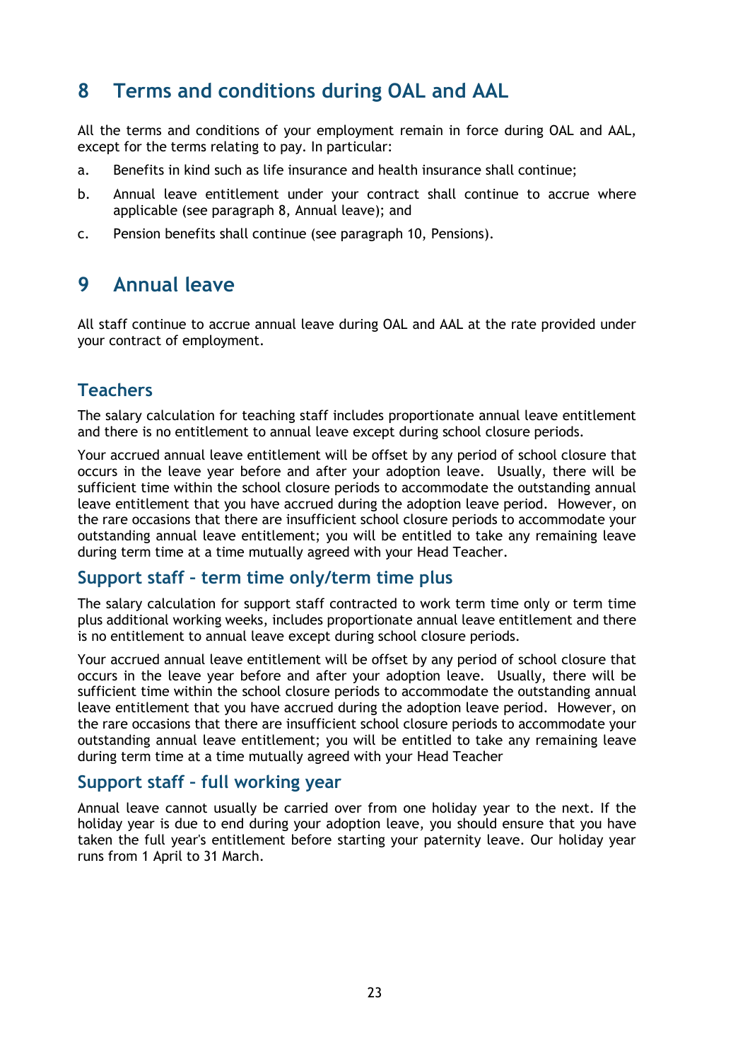## 8 Terms and conditions during OAL and AAL

All the terms and conditions of your employment remain in force during OAL and AAL, except for the terms relating to pay. In particular:

a. Benefits in kind such as life insurance and health insurance shall continue;

b. Annual leave entitlement under your contract shall continue to accrue where applicable (see paragraph 8, Annual leave); and

c. Pension benefits shall continue (see paragraph 10, Pensions).

## 9 Annual leave

All staff continue to accrue annual leave during OAL and AAL at the rate provided under your contract of employment.

### Teachers

The salary calculation for teaching staff includes proportionate annual leave entitlement and there is no entitlement to annual leave except during school closure periods.

Your accrued annual leave entitlement will be offset by any period of school closure that occurs in the leave year before and after your adoption leave. Usually, there will be sufficient time within the school closure periods to accommodate the outstanding annual leave entitlement that you have accrued during the adoption leave period. However, on the rare occasions that there are insufficient school closure periods to accommodate your outstanding annual leave entitlement; you will be entitled to take any remaining leave during term time at a time mutually agreed with your Head Teacher.

### Support staff – term time only/term time plus

The salary calculation for support staff contracted to work term time only or term time plus additional working weeks, includes proportionate annual leave entitlement and there is no entitlement to annual leave except during school closure periods.

Your accrued annual leave entitlement will be offset by any period of school closure that occurs in the leave year before and after your adoption leave. Usually, there will be sufficient time within the school closure periods to accommodate the outstanding annual leave entitlement that you have accrued during the adoption leave period. However, on the rare occasions that there are insufficient school closure periods to accommodate your outstanding annual leave entitlement; you will be entitled to take any remaining leave during term time at a time mutually agreed with your Head Teacher

### Support staff – full working year

Annual leave cannot usually be carried over from one holiday year to the next. If the holiday year is due to end during your adoption leave, you should ensure that you have taken the full year's entitlement before starting your paternity leave. Our holiday year runs from 1 April to 31 March.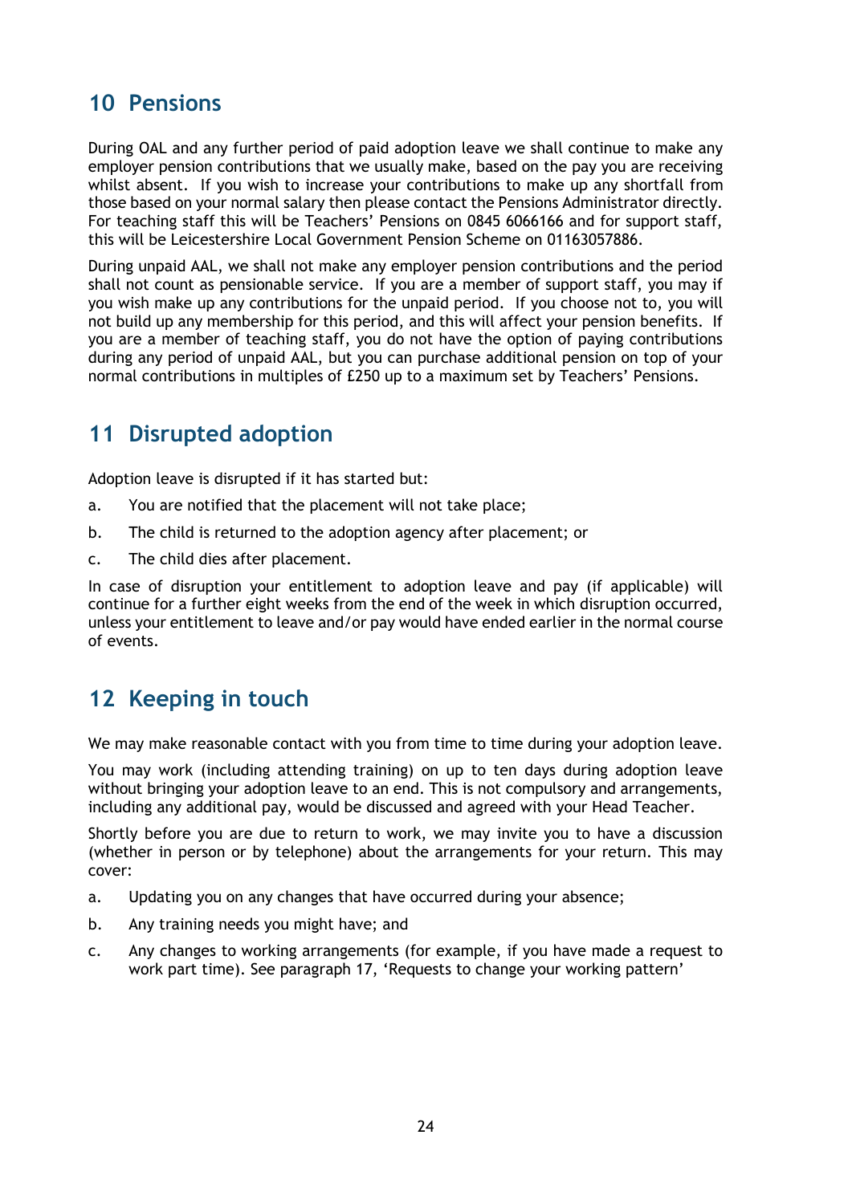## 10 Pensions

During OAL and any further period of paid adoption leave we shall continue to make any employer pension contributions that we usually make, based on the pay you are receiving whilst absent. If you wish to increase your contributions to make up any shortfall from those based on your normal salary then please contact the Pensions Administrator directly. For teaching staff this will be Teachers' Pensions on 0845 6066166 and for support staff, this will be Leicestershire Local Government Pension Scheme on 01163057886.

During unpaid AAL, we shall not make any employer pension contributions and the period shall not count as pensionable service. If you are a member of support staff, you may if you wish make up any contributions for the unpaid period. If you choose not to, you will not build up any membership for this period, and this will affect your pension benefits. If you are a member of teaching staff, you do not have the option of paying contributions during any period of unpaid AAL, but you can purchase additional pension on top of your normal contributions in multiples of £250 up to a maximum set by Teachers' Pensions.

## 11 Disrupted adoption

Adoption leave is disrupted if it has started but:

a. You are notified that the placement will not take place;

b. The child is returned to the adoption agency after placement; or

c. The child dies after placement.

In case of disruption your entitlement to adoption leave and pay (if applicable) will continue for a further eight weeks from the end of the week in which disruption occurred, unless your entitlement to leave and/or pay would have ended earlier in the normal course of events.

## 12 Keeping in touch

We may make reasonable contact with you from time to time during your adoption leave.

You may work (including attending training) on up to ten days during adoption leave without bringing your adoption leave to an end. This is not compulsory and arrangements, including any additional pay, would be discussed and agreed with your Head Teacher.

Shortly before you are due to return to work, we may invite you to have a discussion (whether in person or by telephone) about the arrangements for your return. This may cover:

a. Updating you on any changes that have occurred during your absence;

b. Any training needs you might have; and

c. Any changes to working arrangements (for example, if you have made a request to work part time). See paragraph 17, 'Requests to change your working pattern'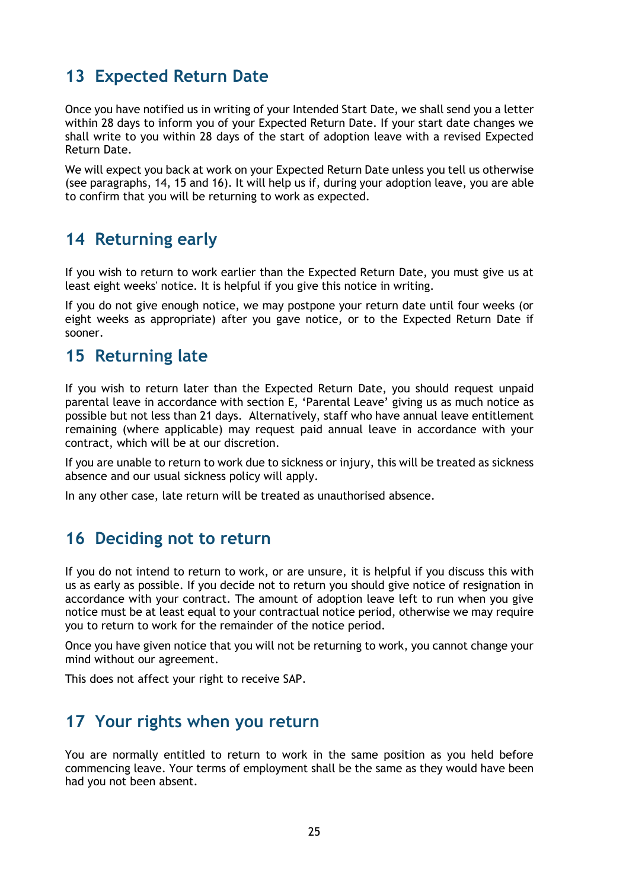## 13 Expected Return Date

Once you have notified us in writing of your Intended Start Date, we shall send you a letter within 28 days to inform you of your Expected Return Date. If your start date changes we shall write to you within 28 days of the start of adoption leave with a revised Expected Return Date.

We will expect you back at work on your Expected Return Date unless you tell us otherwise (see paragraphs, 14, 15 and 16). It will help us if, during your adoption leave, you are able to confirm that you will be returning to work as expected.

## 14 Returning early

If you wish to return to work earlier than the Expected Return Date, you must give us at least eight weeks' notice. It is helpful if you give this notice in writing.

If you do not give enough notice, we may postpone your return date until four weeks (or eight weeks as appropriate) after you gave notice, or to the Expected Return Date if sooner.

## 15 Returning late

If you wish to return later than the Expected Return Date, you should request unpaid parental leave in accordance with section E, 'Parental Leave' giving us as much notice as possible but not less than 21 days. Alternatively, staff who have annual leave entitlement remaining (where applicable) may request paid annual leave in accordance with your contract, which will be at our discretion.

If you are unable to return to work due to sickness or injury, this will be treated as sickness absence and our usual sickness policy will apply.

In any other case, late return will be treated as unauthorised absence.

## 16 Deciding not to return

If you do not intend to return to work, or are unsure, it is helpful if you discuss this with us as early as possible. If you decide not to return you should give notice of resignation in accordance with your contract. The amount of adoption leave left to run when you give notice must be at least equal to your contractual notice period, otherwise we may require you to return to work for the remainder of the notice period.

Once you have given notice that you will not be returning to work, you cannot change your mind without our agreement.

This does not affect your right to receive SAP.

## 17 Your rights when you return

You are normally entitled to return to work in the same position as you held before commencing leave. Your terms of employment shall be the same as they would have been had you not been absent.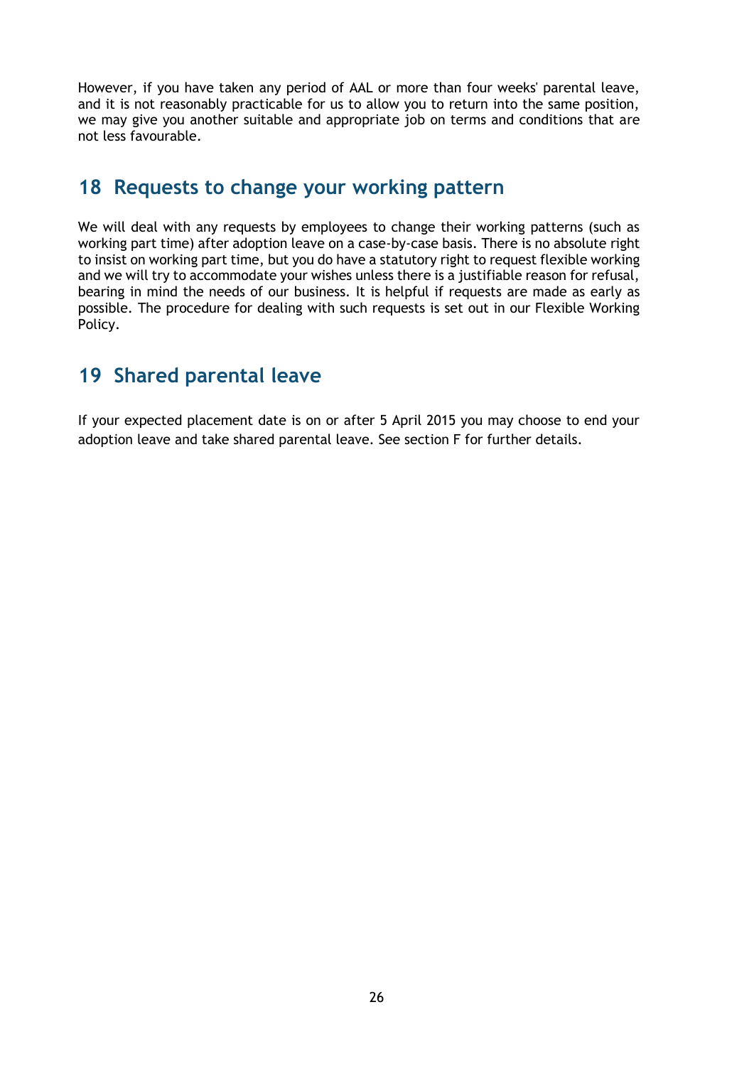However, if you have taken any period of AAL or more than four weeks' parental leave, and it is not reasonably practicable for us to allow you to return into the same position, we may give you another suitable and appropriate job on terms and conditions that are not less favourable.

## 18 Requests to change your working pattern

We will deal with any requests by employees to change their working patterns (such as working part time) after adoption leave on a case-by-case basis. There is no absolute right to insist on working part time, but you do have a statutory right to request flexible working and we will try to accommodate your wishes unless there is a justifiable reason for refusal, bearing in mind the needs of our business. It is helpful if requests are made as early as possible. The procedure for dealing with such requests is set out in our Flexible Working Policy.

## 19 Shared parental leave

If your expected placement date is on or after 5 April 2015 you may choose to end your adoption leave and take shared parental leave. See section F for further details.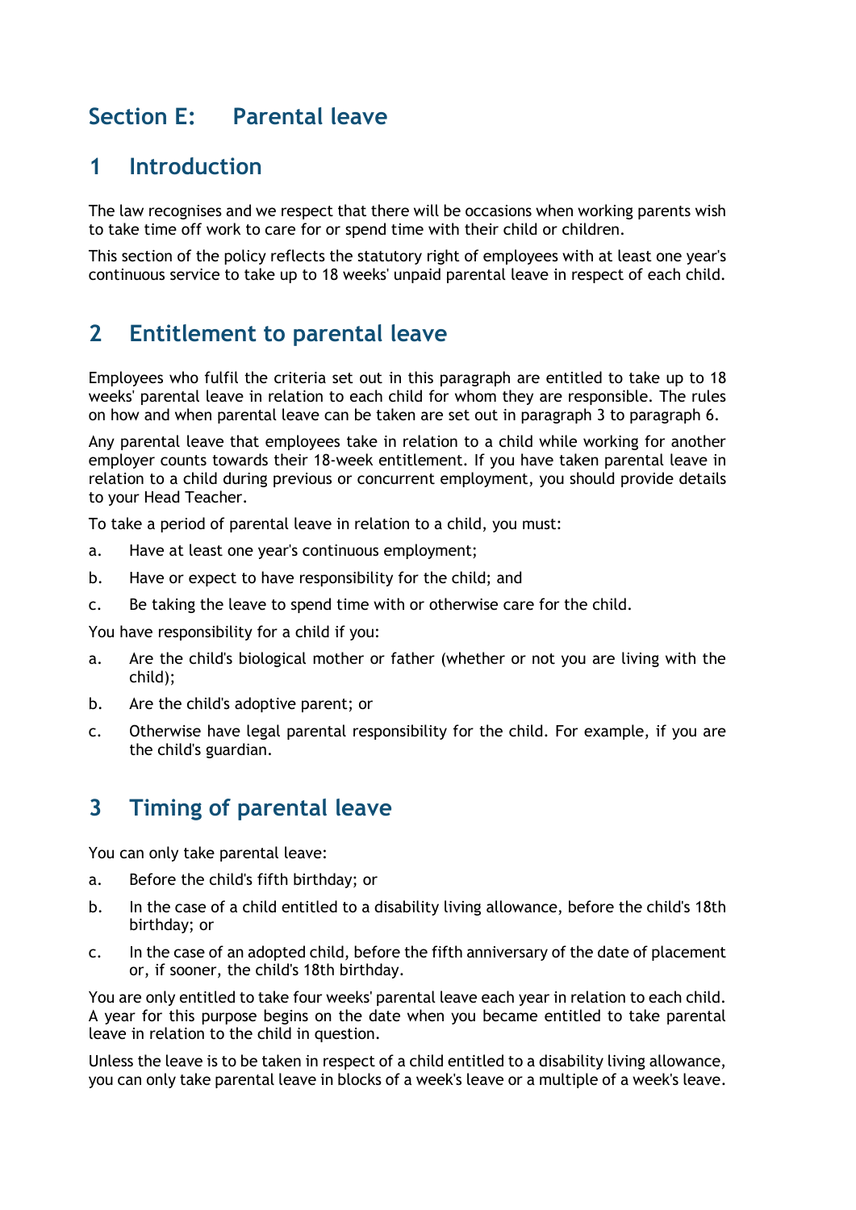# Section E: Parental leave

## 1 Introduction

The law recognises and we respect that there will be occasions when working parents wish to take time off work to care for or spend time with their child or children.

This section of the policy reflects the statutory right of employees with at least one year's continuous service to take up to 18 weeks' unpaid parental leave in respect of each child.

## 2 Entitlement to parental leave

Employees who fulfil the criteria set out in this paragraph are entitled to take up to 18 weeks' parental leave in relation to each child for whom they are responsible. The rules on how and when parental leave can be taken are set out in paragraph 3 to paragraph 6.

Any parental leave that employees take in relation to a child while working for another employer counts towards their 18-week entitlement. If you have taken parental leave in relation to a child during previous or concurrent employment, you should provide details to your Head Teacher.

To take a period of parental leave in relation to a child, you must:

a. Have at least one year's continuous employment;

b. Have or expect to have responsibility for the child; and

c. Be taking the leave to spend time with or otherwise care for the child.

You have responsibility for a child if you:

a. Are the child's biological mother or father (whether or not you are living with the child);

b. Are the child's adoptive parent; or

c. Otherwise have legal parental responsibility for the child. For example, if you are the child's guardian.

## 3 Timing of parental leave

You can only take parental leave:

a. Before the child's fifth birthday; or

b. In the case of a child entitled to a disability living allowance, before the child's 18th birthday; or

c. In the case of an adopted child, before the fifth anniversary of the date of placement or, if sooner, the child's 18th birthday.

You are only entitled to take four weeks' parental leave each year in relation to each child. A year for this purpose begins on the date when you became entitled to take parental leave in relation to the child in question.

Unless the leave is to be taken in respect of a child entitled to a disability living allowance, you can only take parental leave in blocks of a week's leave or a multiple of a week's leave.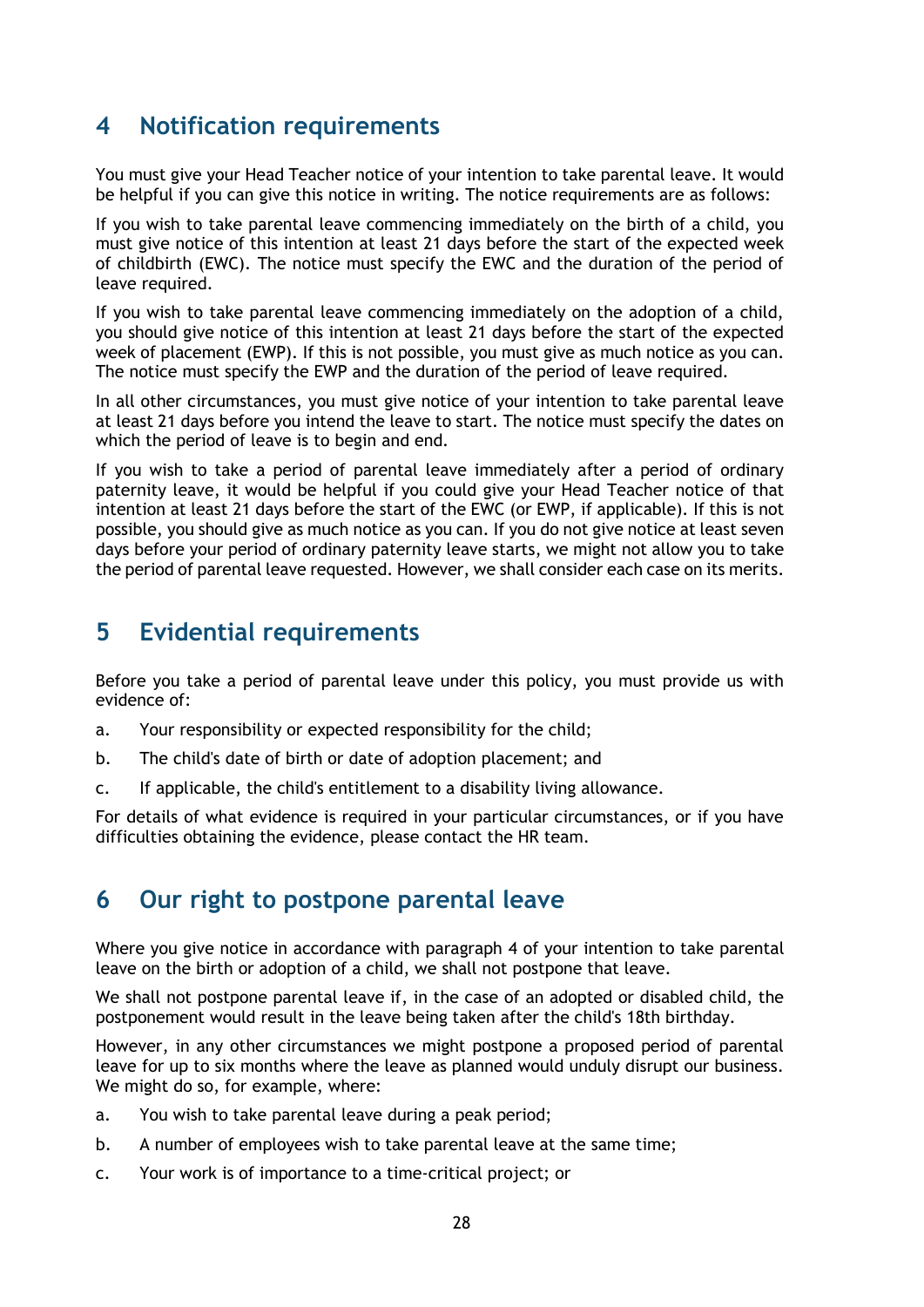## 4 Notification requirements

You must give your Head Teacher notice of your intention to take parental leave. It would be helpful if you can give this notice in writing. The notice requirements are as follows:

If you wish to take parental leave commencing immediately on the birth of a child, you must give notice of this intention at least 21 days before the start of the expected week of childbirth (EWC). The notice must specify the EWC and the duration of the period of leave required.

If you wish to take parental leave commencing immediately on the adoption of a child, you should give notice of this intention at least 21 days before the start of the expected week of placement (EWP). If this is not possible, you must give as much notice as you can. The notice must specify the EWP and the duration of the period of leave required.

In all other circumstances, you must give notice of your intention to take parental leave at least 21 days before you intend the leave to start. The notice must specify the dates on which the period of leave is to begin and end.

If you wish to take a period of parental leave immediately after a period of ordinary paternity leave, it would be helpful if you could give your Head Teacher notice of that intention at least 21 days before the start of the EWC (or EWP, if applicable). If this is not possible, you should give as much notice as you can. If you do not give notice at least seven days before your period of ordinary paternity leave starts, we might not allow you to take the period of parental leave requested. However, we shall consider each case on its merits.

## 5 Evidential requirements

Before you take a period of parental leave under this policy, you must provide us with evidence of:

a. Your responsibility or expected responsibility for the child;

b. The child's date of birth or date of adoption placement; and

c. If applicable, the child's entitlement to a disability living allowance.

For details of what evidence is required in your particular circumstances, or if you have difficulties obtaining the evidence, please contact the HR team.

## 6 Our right to postpone parental leave

Where you give notice in accordance with paragraph 4 of your intention to take parental leave on the birth or adoption of a child, we shall not postpone that leave.

We shall not postpone parental leave if, in the case of an adopted or disabled child, the postponement would result in the leave being taken after the child's 18th birthday.

However, in any other circumstances we might postpone a proposed period of parental leave for up to six months where the leave as planned would unduly disrupt our business. We might do so, for example, where:

a. You wish to take parental leave during a peak period;

b. A number of employees wish to take parental leave at the same time;

c. Your work is of importance to a time-critical project; or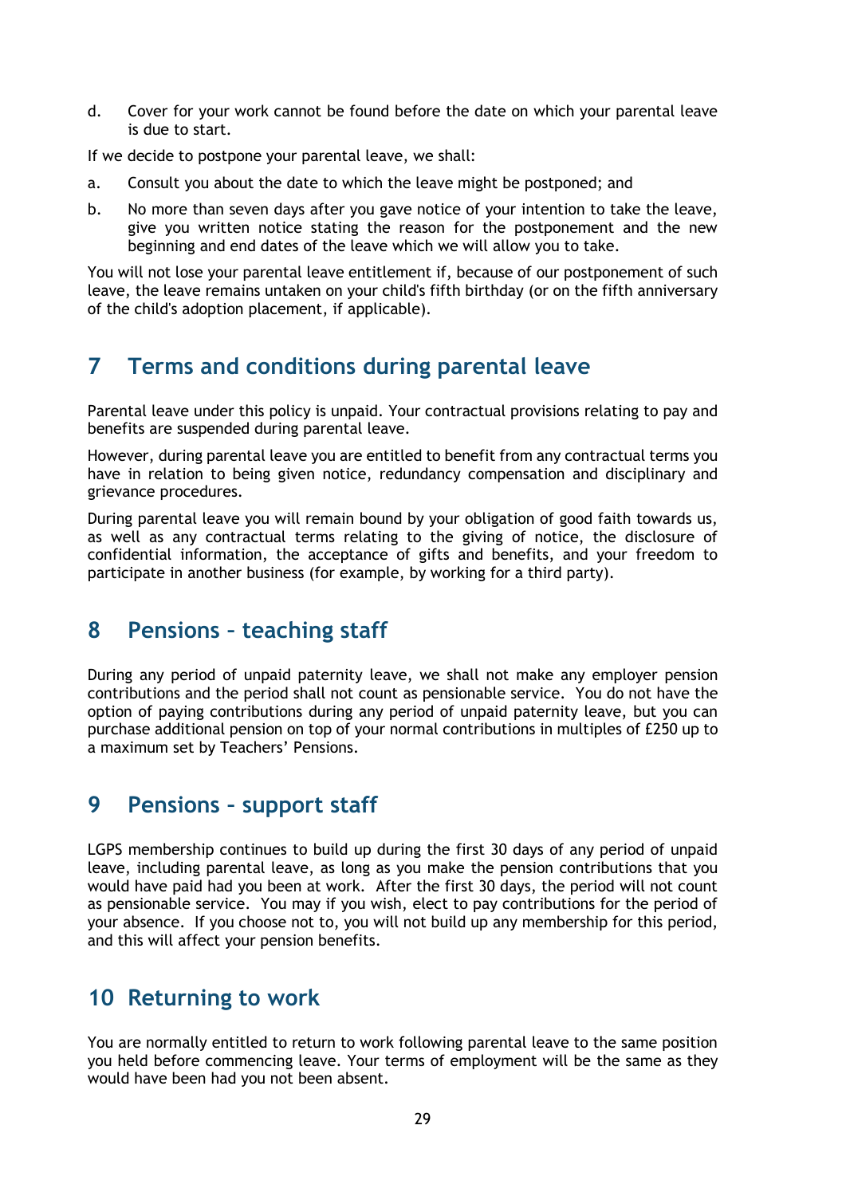d. Cover for your work cannot be found before the date on which your parental leave is due to start.

If we decide to postpone your parental leave, we shall:

a. Consult you about the date to which the leave might be postponed; and

b. No more than seven days after you gave notice of your intention to take the leave, give you written notice stating the reason for the postponement and the new beginning and end dates of the leave which we will allow you to take.

You will not lose your parental leave entitlement if, because of our postponement of such leave, the leave remains untaken on your child's fifth birthday (or on the fifth anniversary of the child's adoption placement, if applicable).

## 7 Terms and conditions during parental leave

Parental leave under this policy is unpaid. Your contractual provisions relating to pay and benefits are suspended during parental leave.

However, during parental leave you are entitled to benefit from any contractual terms you have in relation to being given notice, redundancy compensation and disciplinary and grievance procedures.

During parental leave you will remain bound by your obligation of good faith towards us, as well as any contractual terms relating to the giving of notice, the disclosure of confidential information, the acceptance of gifts and benefits, and your freedom to participate in another business (for example, by working for a third party).

## 8 Pensions – teaching staff

During any period of unpaid paternity leave, we shall not make any employer pension contributions and the period shall not count as pensionable service. You do not have the option of paying contributions during any period of unpaid paternity leave, but you can purchase additional pension on top of your normal contributions in multiples of £250 up to a maximum set by Teachers' Pensions.

## 9 Pensions – support staff

LGPS membership continues to build up during the first 30 days of any period of unpaid leave, including parental leave, as long as you make the pension contributions that you would have paid had you been at work. After the first 30 days, the period will not count as pensionable service. You may if you wish, elect to pay contributions for the period of your absence. If you choose not to, you will not build up any membership for this period, and this will affect your pension benefits.

## 10 Returning to work

You are normally entitled to return to work following parental leave to the same position you held before commencing leave. Your terms of employment will be the same as they would have been had you not been absent.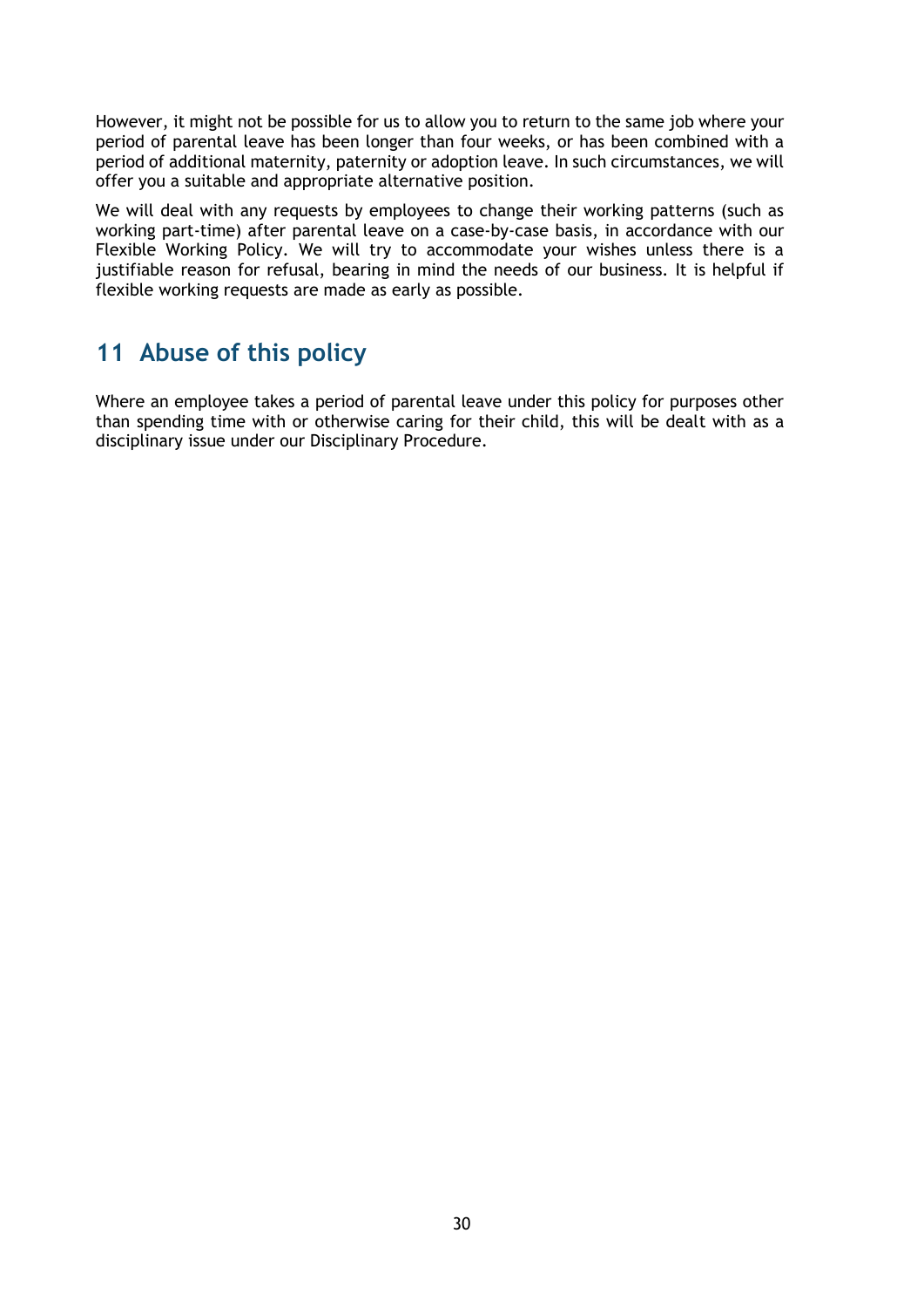However, it might not be possible for us to allow you to return to the same job where your period of parental leave has been longer than four weeks, or has been combined with a period of additional maternity, paternity or adoption leave. In such circumstances, we will offer you a suitable and appropriate alternative position.

We will deal with any requests by employees to change their working patterns (such as working part-time) after parental leave on a case-by-case basis, in accordance with our Flexible Working Policy. We will try to accommodate your wishes unless there is a justifiable reason for refusal, bearing in mind the needs of our business. It is helpful if flexible working requests are made as early as possible.

## 11 Abuse of this policy

Where an employee takes a period of parental leave under this policy for purposes other than spending time with or otherwise caring for their child, this will be dealt with as a disciplinary issue under our Disciplinary Procedure.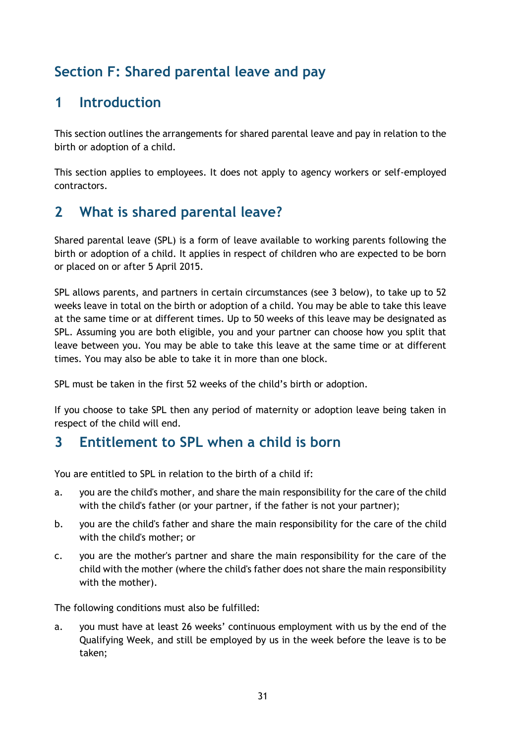# Section F: Shared parental leave and pay

## 1 Introduction

This section outlines the arrangements for shared parental leave and pay in relation to the birth or adoption of a child.

This section applies to employees. It does not apply to agency workers or self-employed contractors.

## 2 What is shared parental leave?

Shared parental leave (SPL) is a form of leave available to working parents following the birth or adoption of a child. It applies in respect of children who are expected to be born or placed on or after 5 April 2015.

SPL allows parents, and partners in certain circumstances (see 3 below), to take up to 52 weeks leave in total on the birth or adoption of a child. You may be able to take this leave at the same time or at different times. Up to 50 weeks of this leave may be designated as SPL. Assuming you are both eligible, you and your partner can choose how you split that leave between you. You may be able to take this leave at the same time or at different times. You may also be able to take it in more than one block.

SPL must be taken in the first 52 weeks of the child's birth or adoption.

If you choose to take SPL then any period of maternity or adoption leave being taken in respect of the child will end.

## 3 Entitlement to SPL when a child is born

You are entitled to SPL in relation to the birth of a child if:

a. you are the child's mother, and share the main responsibility for the care of the child with the child's father (or your partner, if the father is not your partner);

b. you are the child's father and share the main responsibility for the care of the child with the child's mother; or

c. you are the mother's partner and share the main responsibility for the care of the child with the mother (where the child's father does not share the main responsibility with the mother).

The following conditions must also be fulfilled:

a. you must have at least 26 weeks' continuous employment with us by the end of the Qualifying Week, and still be employed by us in the week before the leave is to be taken;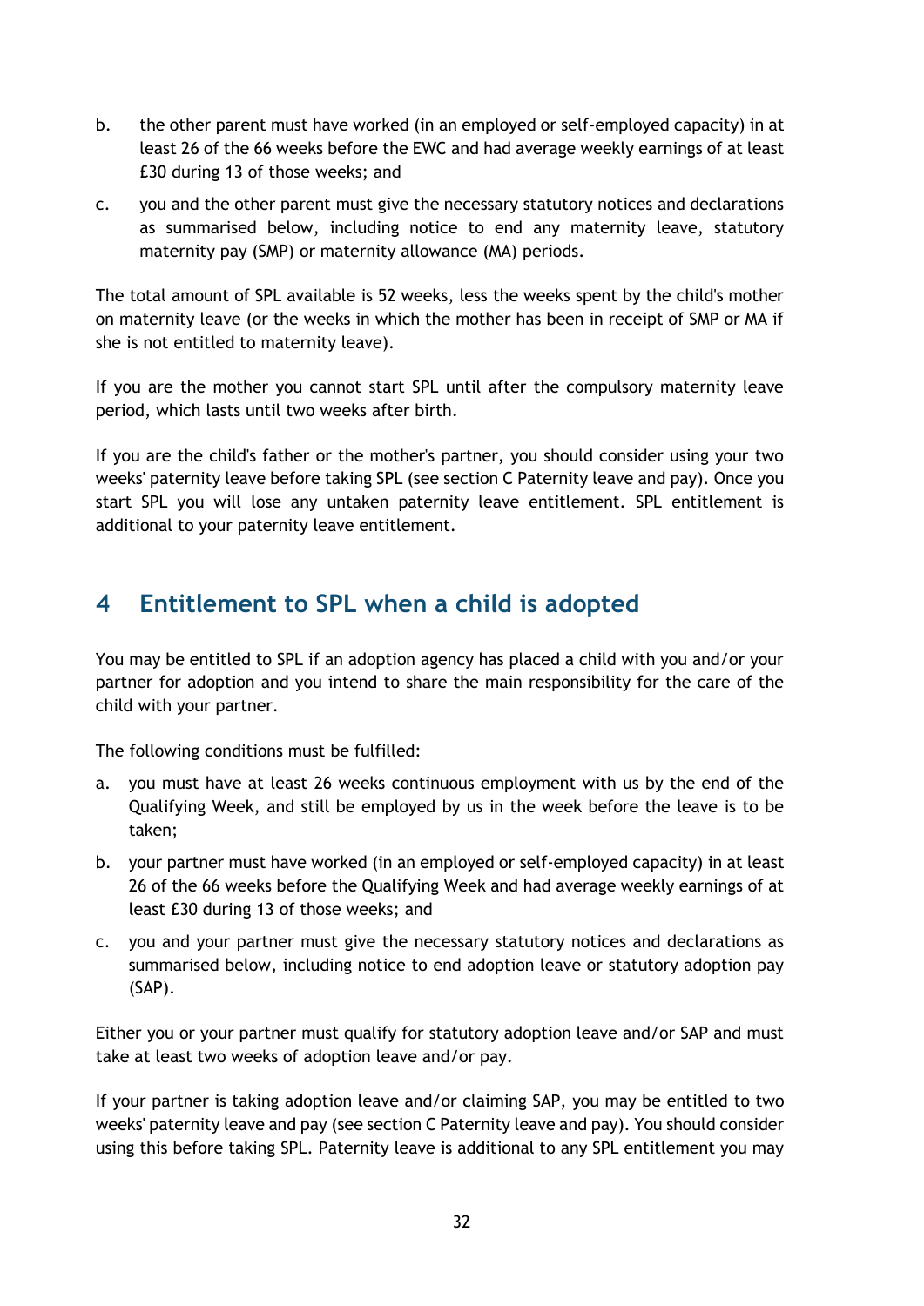b. the other parent must have worked (in an employed or self-employed capacity) in at least 26 of the 66 weeks before the EWC and had average weekly earnings of at least £30 during 13 of those weeks; and

c. you and the other parent must give the necessary statutory notices and declarations as summarised below, including notice to end any maternity leave, statutory maternity pay (SMP) or maternity allowance (MA) periods.

The total amount of SPL available is 52 weeks, less the weeks spent by the child's mother on maternity leave (or the weeks in which the mother has been in receipt of SMP or MA if she is not entitled to maternity leave).

If you are the mother you cannot start SPL until after the compulsory maternity leave period, which lasts until two weeks after birth.

If you are the child's father or the mother's partner, you should consider using your two weeks' paternity leave before taking SPL (see section C Paternity leave and pay). Once you start SPL you will lose any untaken paternity leave entitlement. SPL entitlement is additional to your paternity leave entitlement.

## 4 Entitlement to SPL when a child is adopted

You may be entitled to SPL if an adoption agency has placed a child with you and/or your partner for adoption and you intend to share the main responsibility for the care of the child with your partner.

The following conditions must be fulfilled:

a. you must have at least 26 weeks continuous employment with us by the end of the Qualifying Week, and still be employed by us in the week before the leave is to be taken;

b. your partner must have worked (in an employed or self-employed capacity) in at least 26 of the 66 weeks before the Qualifying Week and had average weekly earnings of at least £30 during 13 of those weeks; and

c. you and your partner must give the necessary statutory notices and declarations as summarised below, including notice to end adoption leave or statutory adoption pay (SAP).

Either you or your partner must qualify for statutory adoption leave and/or SAP and must take at least two weeks of adoption leave and/or pay.

If your partner is taking adoption leave and/or claiming SAP, you may be entitled to two weeks' paternity leave and pay (see section C Paternity leave and pay). You should consider using this before taking SPL. Paternity leave is additional to any SPL entitlement you may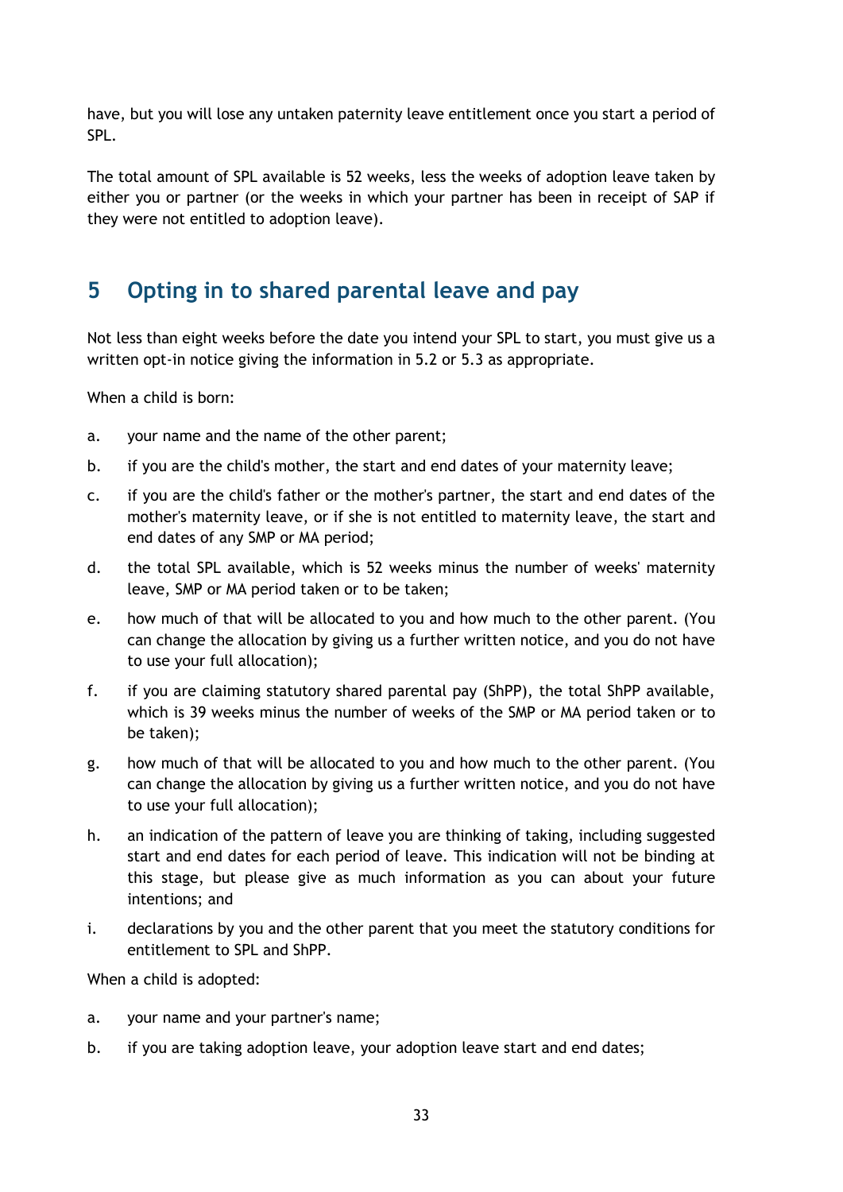have, but you will lose any untaken paternity leave entitlement once you start a period of SPL.

The total amount of SPL available is 52 weeks, less the weeks of adoption leave taken by either you or partner (or the weeks in which your partner has been in receipt of SAP if they were not entitled to adoption leave).

## 5 Opting in to shared parental leave and pay

Not less than eight weeks before the date you intend your SPL to start, you must give us a written opt-in notice giving the information in 5.2 or 5.3 as appropriate.

When a child is born:

a. your name and the name of the other parent;

b. if you are the child's mother, the start and end dates of your maternity leave;

c. if you are the child's father or the mother's partner, the start and end dates of the mother's maternity leave, or if she is not entitled to maternity leave, the start and end dates of any SMP or MA period;

d. the total SPL available, which is 52 weeks minus the number of weeks' maternity leave, SMP or MA period taken or to be taken;

e. how much of that will be allocated to you and how much to the other parent. (You can change the allocation by giving us a further written notice, and you do not have to use your full allocation);

f. if you are claiming statutory shared parental pay (ShPP), the total ShPP available, which is 39 weeks minus the number of weeks of the SMP or MA period taken or to be taken);

g. how much of that will be allocated to you and how much to the other parent. (You can change the allocation by giving us a further written notice, and you do not have to use your full allocation);

h. an indication of the pattern of leave you are thinking of taking, including suggested start and end dates for each period of leave. This indication will not be binding at this stage, but please give as much information as you can about your future intentions; and

i. declarations by you and the other parent that you meet the statutory conditions for entitlement to SPL and ShPP.

When a child is adopted:

a. your name and your partner's name;

b. if you are taking adoption leave, your adoption leave start and end dates;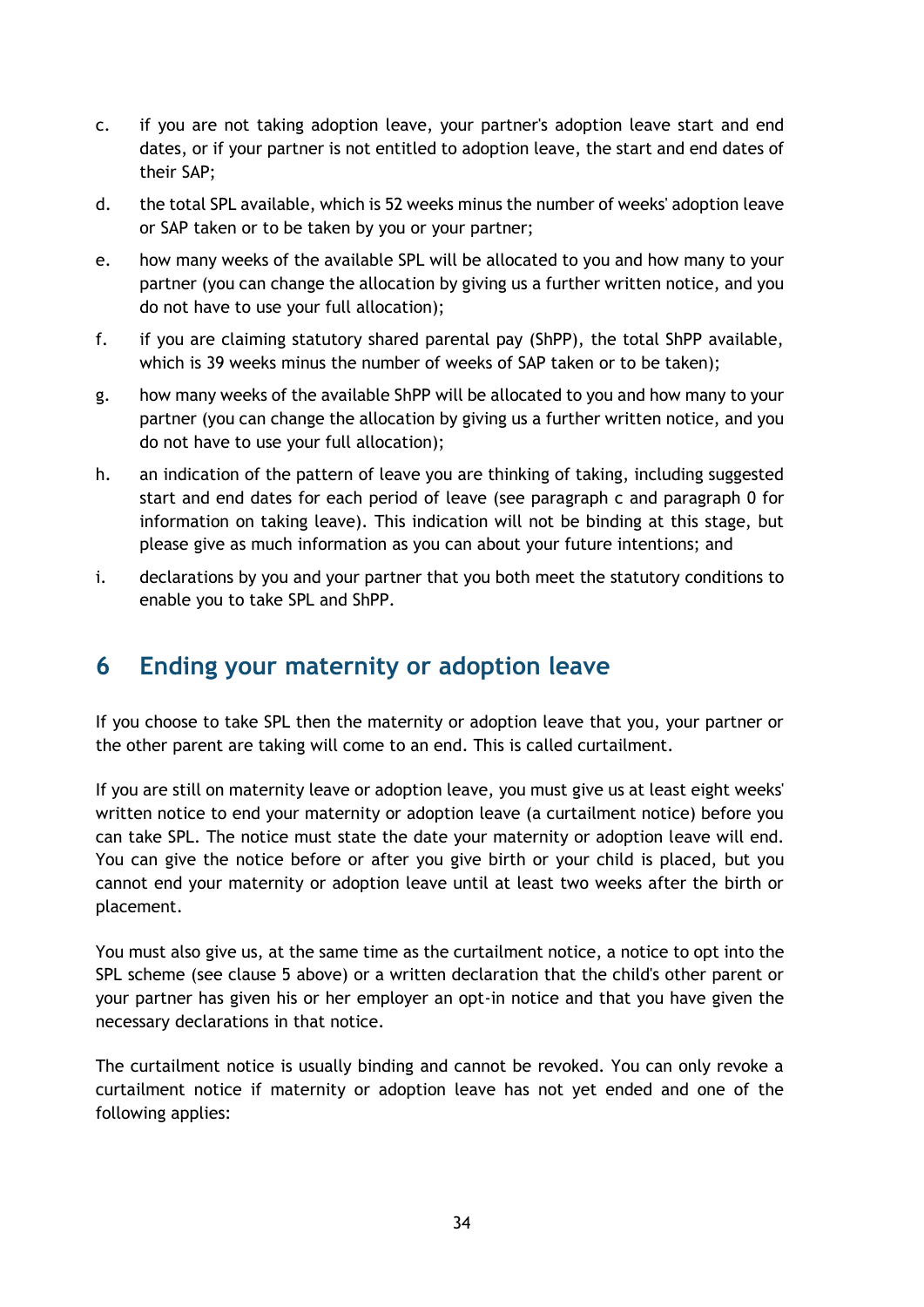c. if you are not taking adoption leave, your partner's adoption leave start and end dates, or if your partner is not entitled to adoption leave, the start and end dates of their SAP;

d. the total SPL available, which is 52 weeks minus the number of weeks' adoption leave or SAP taken or to be taken by you or your partner;

e. how many weeks of the available SPL will be allocated to you and how many to your partner (you can change the allocation by giving us a further written notice, and you do not have to use your full allocation);

f. if you are claiming statutory shared parental pay (ShPP), the total ShPP available, which is 39 weeks minus the number of weeks of SAP taken or to be taken);

g. how many weeks of the available ShPP will be allocated to you and how many to your partner (you can change the allocation by giving us a further written notice, and you do not have to use your full allocation);

h. an indication of the pattern of leave you are thinking of taking, including suggested start and end dates for each period of leave (see paragraph c and paragraph 0 for information on taking leave). This indication will not be binding at this stage, but please give as much information as you can about your future intentions; and

i. declarations by you and your partner that you both meet the statutory conditions to enable you to take SPL and ShPP.

## 6 Ending your maternity or adoption leave

If you choose to take SPL then the maternity or adoption leave that you, your partner or the other parent are taking will come to an end. This is called curtailment.

If you are still on maternity leave or adoption leave, you must give us at least eight weeks' written notice to end your maternity or adoption leave (a curtailment notice) before you can take SPL. The notice must state the date your maternity or adoption leave will end. You can give the notice before or after you give birth or your child is placed, but you cannot end your maternity or adoption leave until at least two weeks after the birth or placement.

You must also give us, at the same time as the curtailment notice, a notice to opt into the SPL scheme (see clause 5 above) or a written declaration that the child's other parent or your partner has given his or her employer an opt-in notice and that you have given the necessary declarations in that notice.

The curtailment notice is usually binding and cannot be revoked. You can only revoke a curtailment notice if maternity or adoption leave has not yet ended and one of the following applies: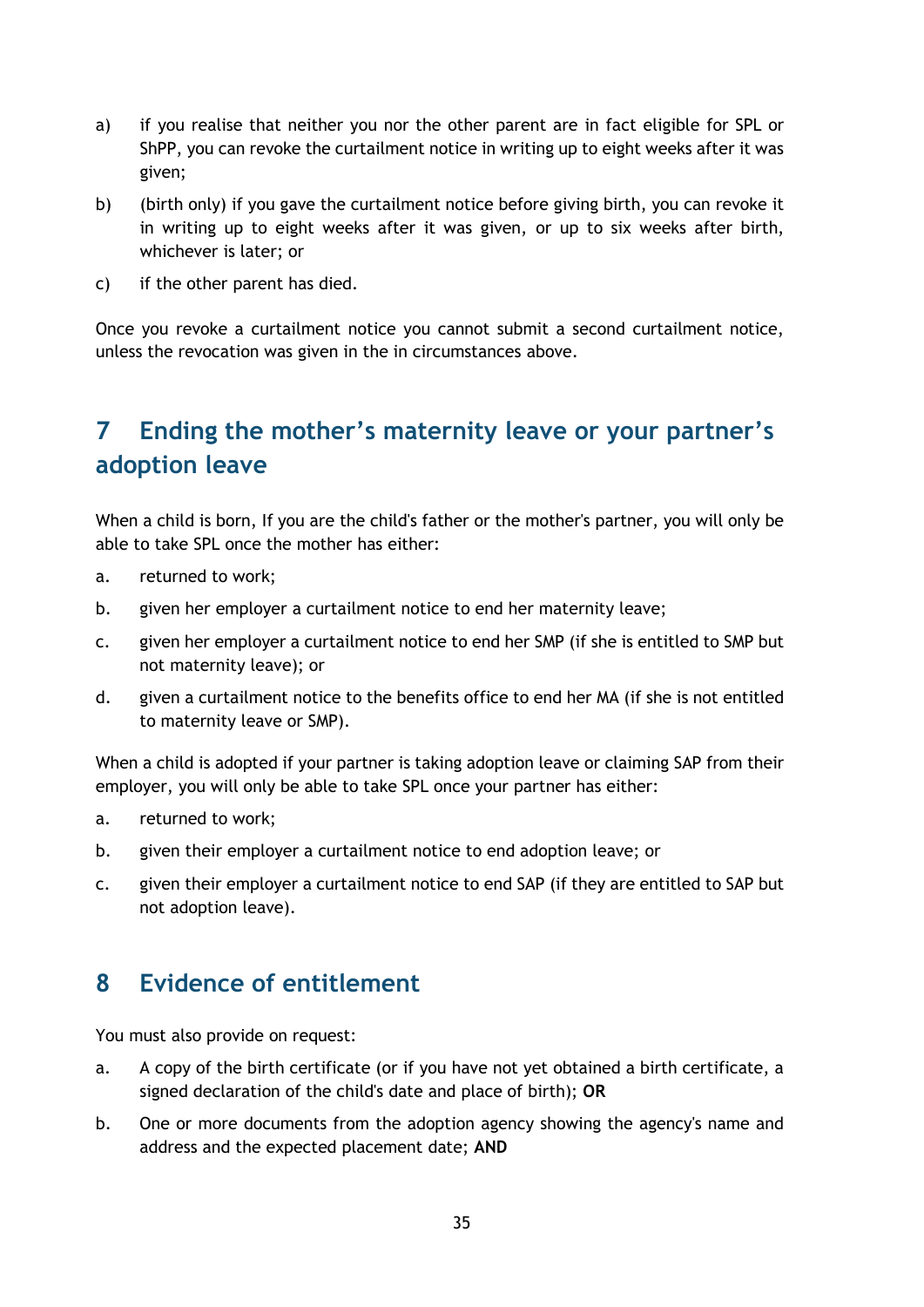a) if you realise that neither you nor the other parent are in fact eligible for SPL or ShPP, you can revoke the curtailment notice in writing up to eight weeks after it was given;

b) (birth only) if you gave the curtailment notice before giving birth, you can revoke it in writing up to eight weeks after it was given, or up to six weeks after birth, whichever is later; or

c) if the other parent has died.

Once you revoke a curtailment notice you cannot submit a second curtailment notice, unless the revocation was given in the in circumstances above.

## 7 Ending the mother's maternity leave or your partner's adoption leave

When a child is born, If you are the child's father or the mother's partner, you will only be able to take SPL once the mother has either:

a. returned to work;

b. given her employer a curtailment notice to end her maternity leave;

c. given her employer a curtailment notice to end her SMP (if she is entitled to SMP but not maternity leave); or

d. given a curtailment notice to the benefits office to end her MA (if she is not entitled to maternity leave or SMP).

When a child is adopted if your partner is taking adoption leave or claiming SAP from their employer, you will only be able to take SPL once your partner has either:

a. returned to work;

b. given their employer a curtailment notice to end adoption leave; or

c. given their employer a curtailment notice to end SAP (if they are entitled to SAP but not adoption leave).

## 8 Evidence of entitlement

You must also provide on request:

a. A copy of the birth certificate (or if you have not yet obtained a birth certificate, a signed declaration of the child's date and place of birth); **OR**

b. One or more documents from the adoption agency showing the agency's name and address and the expected placement date; **AND**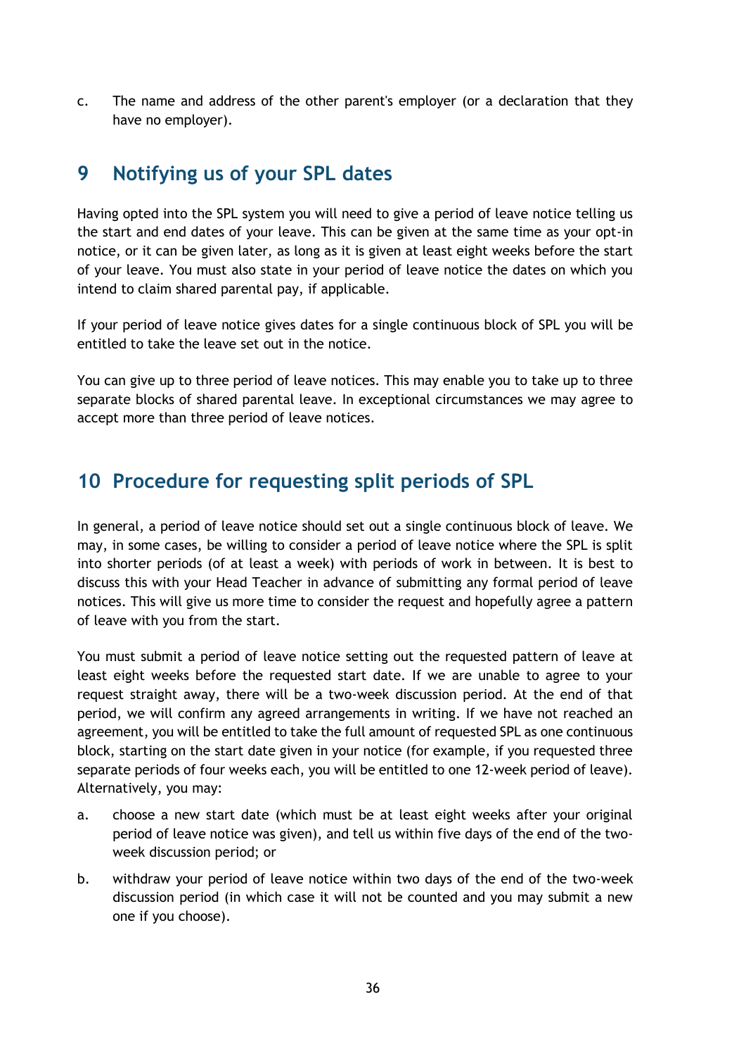c. The name and address of the other parent's employer (or a declaration that they have no employer).

## 9 Notifying us of your SPL dates

Having opted into the SPL system you will need to give a period of leave notice telling us the start and end dates of your leave. This can be given at the same time as your opt-in notice, or it can be given later, as long as it is given at least eight weeks before the start of your leave. You must also state in your period of leave notice the dates on which you intend to claim shared parental pay, if applicable.

If your period of leave notice gives dates for a single continuous block of SPL you will be entitled to take the leave set out in the notice.

You can give up to three period of leave notices. This may enable you to take up to three separate blocks of shared parental leave. In exceptional circumstances we may agree to accept more than three period of leave notices.

## 10 Procedure for requesting split periods of SPL

In general, a period of leave notice should set out a single continuous block of leave. We may, in some cases, be willing to consider a period of leave notice where the SPL is split into shorter periods (of at least a week) with periods of work in between. It is best to discuss this with your Head Teacher in advance of submitting any formal period of leave notices. This will give us more time to consider the request and hopefully agree a pattern of leave with you from the start.

You must submit a period of leave notice setting out the requested pattern of leave at least eight weeks before the requested start date. If we are unable to agree to your request straight away, there will be a two-week discussion period. At the end of that period, we will confirm any agreed arrangements in writing. If we have not reached an agreement, you will be entitled to take the full amount of requested SPL as one continuous block, starting on the start date given in your notice (for example, if you requested three separate periods of four weeks each, you will be entitled to one 12-week period of leave). Alternatively, you may:

a. choose a new start date (which must be at least eight weeks after your original period of leave notice was given), and tell us within five days of the end of the two-week discussion period; or

b. withdraw your period of leave notice within two days of the end of the two-week discussion period (in which case it will not be counted and you may submit a new one if you choose).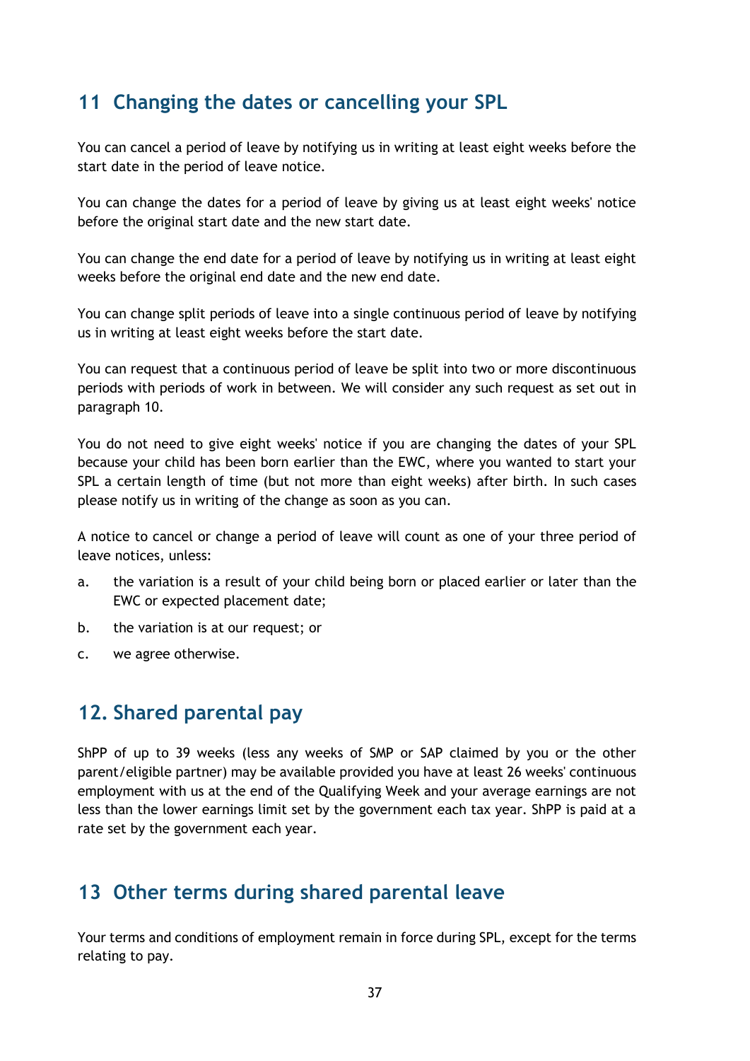## 11 Changing the dates or cancelling your SPL

You can cancel a period of leave by notifying us in writing at least eight weeks before the start date in the period of leave notice.

You can change the dates for a period of leave by giving us at least eight weeks' notice before the original start date and the new start date.

You can change the end date for a period of leave by notifying us in writing at least eight weeks before the original end date and the new end date.

You can change split periods of leave into a single continuous period of leave by notifying us in writing at least eight weeks before the start date.

You can request that a continuous period of leave be split into two or more discontinuous periods with periods of work in between. We will consider any such request as set out in paragraph 10.

You do not need to give eight weeks' notice if you are changing the dates of your SPL because your child has been born earlier than the EWC, where you wanted to start your SPL a certain length of time (but not more than eight weeks) after birth. In such cases please notify us in writing of the change as soon as you can.

A notice to cancel or change a period of leave will count as one of your three period of leave notices, unless:

a. the variation is a result of your child being born or placed earlier or later than the EWC or expected placement date;

b. the variation is at our request; or

c. we agree otherwise.

## 12. Shared parental pay

ShPP of up to 39 weeks (less any weeks of SMP or SAP claimed by you or the other parent/eligible partner) may be available provided you have at least 26 weeks' continuous employment with us at the end of the Qualifying Week and your average earnings are not less than the lower earnings limit set by the government each tax year. ShPP is paid at a rate set by the government each year.

## 13 Other terms during shared parental leave

Your terms and conditions of employment remain in force during SPL, except for the terms relating to pay.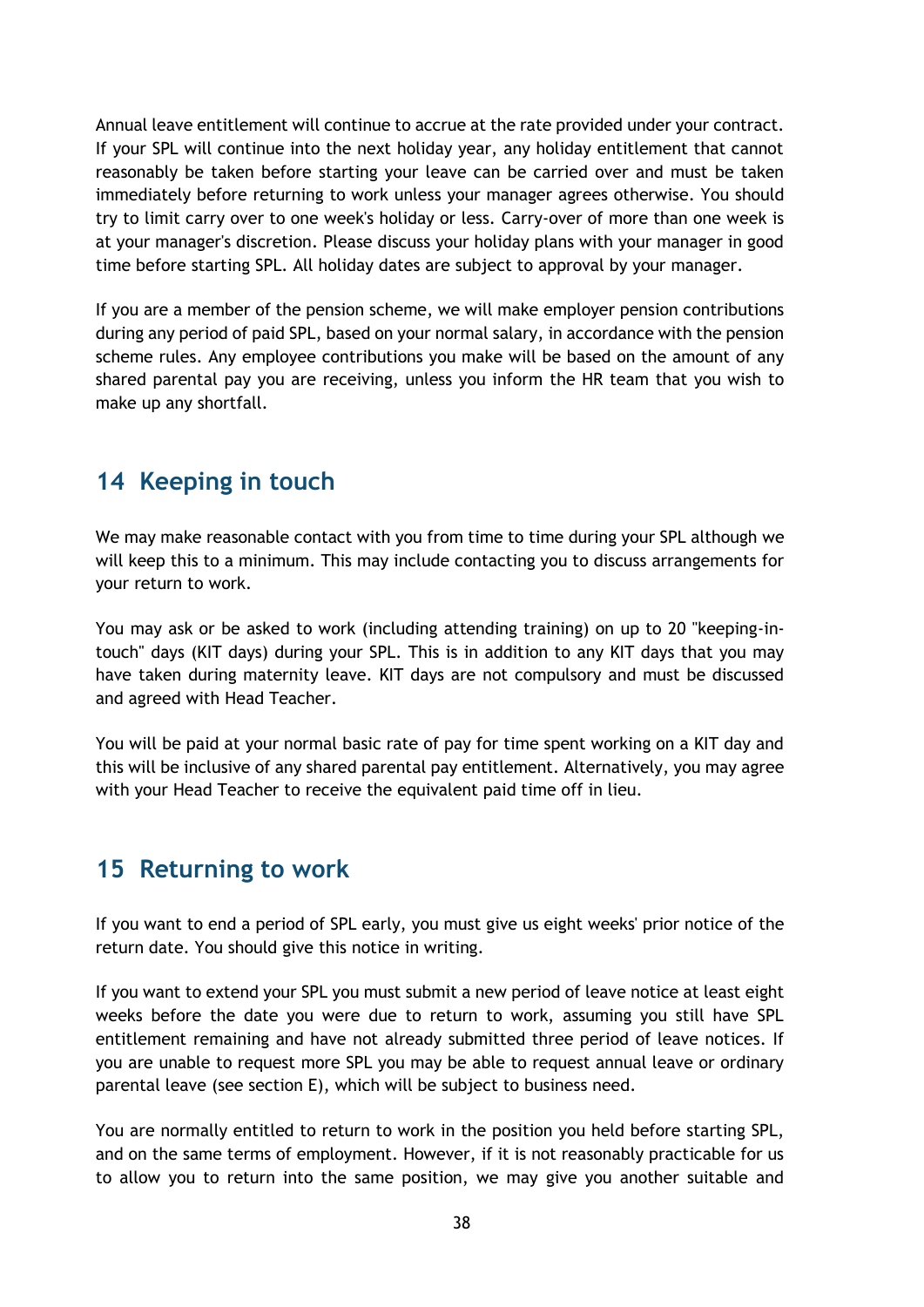Annual leave entitlement will continue to accrue at the rate provided under your contract. If your SPL will continue into the next holiday year, any holiday entitlement that cannot reasonably be taken before starting your leave can be carried over and must be taken immediately before returning to work unless your manager agrees otherwise. You should try to limit carry over to one week's holiday or less. Carry-over of more than one week is at your manager's discretion. Please discuss your holiday plans with your manager in good time before starting SPL. All holiday dates are subject to approval by your manager.

If you are a member of the pension scheme, we will make employer pension contributions during any period of paid SPL, based on your normal salary, in accordance with the pension scheme rules. Any employee contributions you make will be based on the amount of any shared parental pay you are receiving, unless you inform the HR team that you wish to make up any shortfall.

## 14 Keeping in touch

We may make reasonable contact with you from time to time during your SPL although we will keep this to a minimum. This may include contacting you to discuss arrangements for your return to work.

You may ask or be asked to work (including attending training) on up to 20 "keeping-in-touch" days (KIT days) during your SPL. This is in addition to any KIT days that you may have taken during maternity leave. KIT days are not compulsory and must be discussed and agreed with Head Teacher.

You will be paid at your normal basic rate of pay for time spent working on a KIT day and this will be inclusive of any shared parental pay entitlement. Alternatively, you may agree with your Head Teacher to receive the equivalent paid time off in lieu.

## 15 Returning to work

If you want to end a period of SPL early, you must give us eight weeks' prior notice of the return date. You should give this notice in writing.

If you want to extend your SPL you must submit a new period of leave notice at least eight weeks before the date you were due to return to work, assuming you still have SPL entitlement remaining and have not already submitted three period of leave notices. If you are unable to request more SPL you may be able to request annual leave or ordinary parental leave (see section E), which will be subject to business need.

You are normally entitled to return to work in the position you held before starting SPL, and on the same terms of employment. However, if it is not reasonably practicable for us to allow you to return into the same position, we may give you another suitable and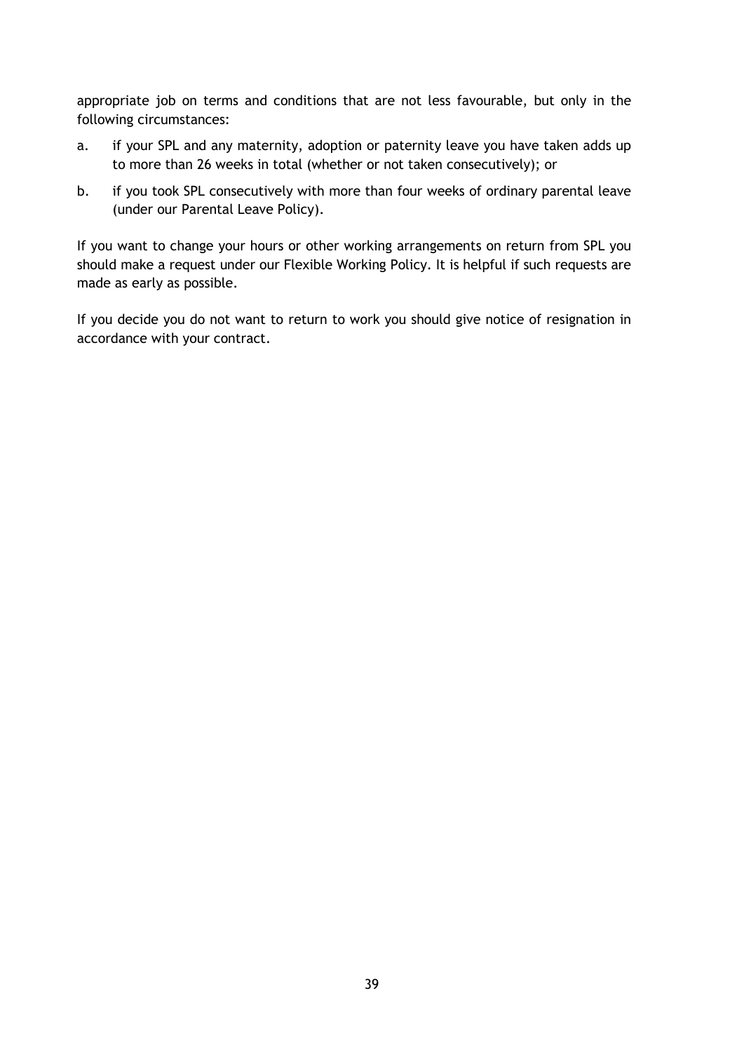appropriate job on terms and conditions that are not less favourable, but only in the following circumstances:

a. if your SPL and any maternity, adoption or paternity leave you have taken adds up to more than 26 weeks in total (whether or not taken consecutively); or

b. if you took SPL consecutively with more than four weeks of ordinary parental leave (under our Parental Leave Policy).

If you want to change your hours or other working arrangements on return from SPL you should make a request under our Flexible Working Policy. It is helpful if such requests are made as early as possible.

If you decide you do not want to return to work you should give notice of resignation in accordance with your contract.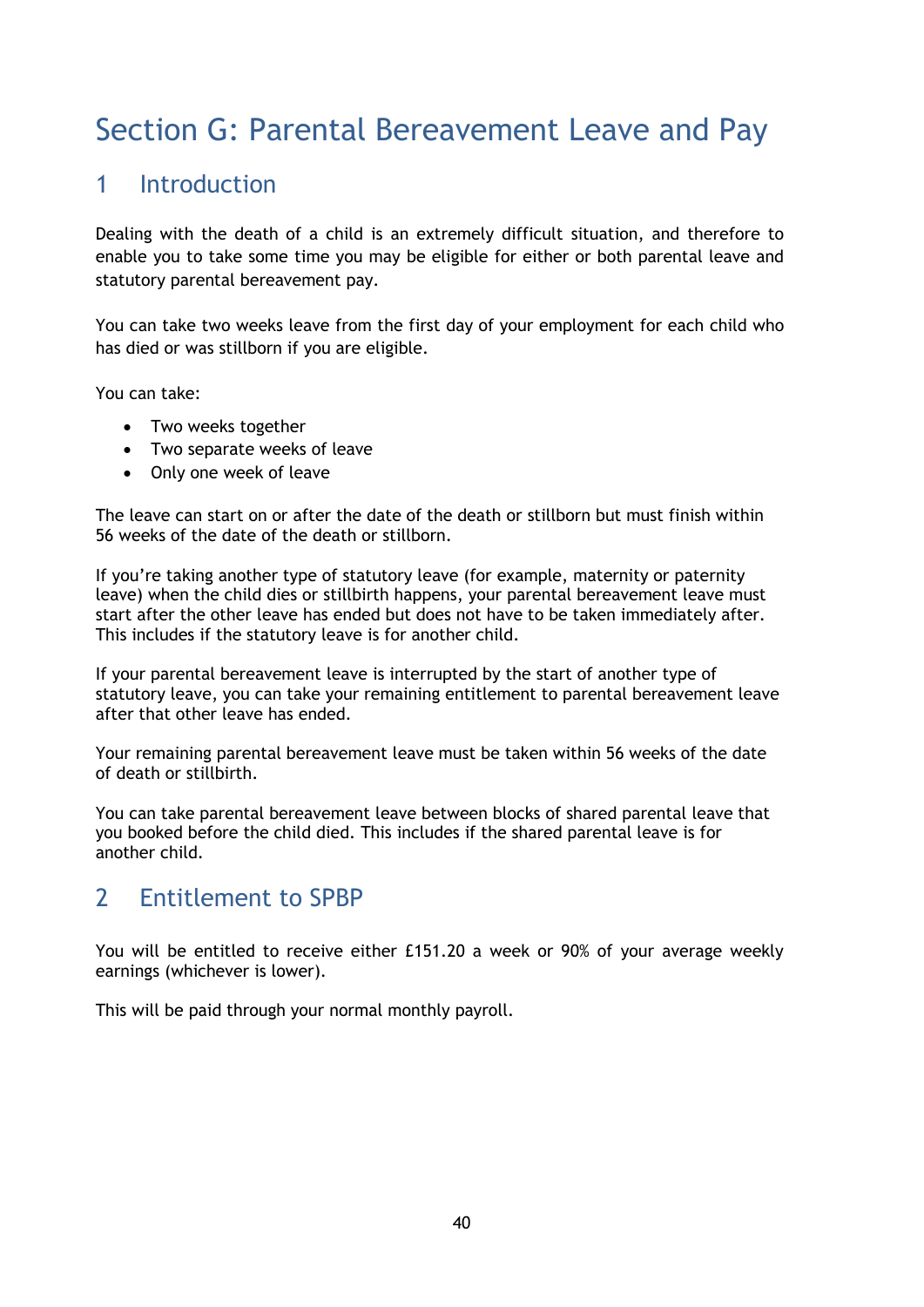# Section G: Parental Bereavement Leave and Pay

## 1 Introduction

Dealing with the death of a child is an extremely difficult situation, and therefore to enable you to take some time you may be eligible for either or both parental leave and statutory parental bereavement pay.

You can take two weeks leave from the first day of your employment for each child who has died or was stillborn if you are eligible.

You can take:

- Two weeks together
- Two separate weeks of leave
- Only one week of leave

The leave can start on or after the date of the death or stillborn but must finish within 56 weeks of the date of the death or stillborn.

If you're taking another type of statutory leave (for example, maternity or paternity leave) when the child dies or stillbirth happens, your parental bereavement leave must start after the other leave has ended but does not have to be taken immediately after. This includes if the statutory leave is for another child.

If your parental bereavement leave is interrupted by the start of another type of statutory leave, you can take your remaining entitlement to parental bereavement leave after that other leave has ended.

Your remaining parental bereavement leave must be taken within 56 weeks of the date of death or stillbirth.

You can take parental bereavement leave between blocks of shared parental leave that you booked before the child died. This includes if the shared parental leave is for another child.

## 2 Entitlement to SPBP

You will be entitled to receive either £151.20 a week or 90% of your average weekly earnings (whichever is lower).

This will be paid through your normal monthly payroll.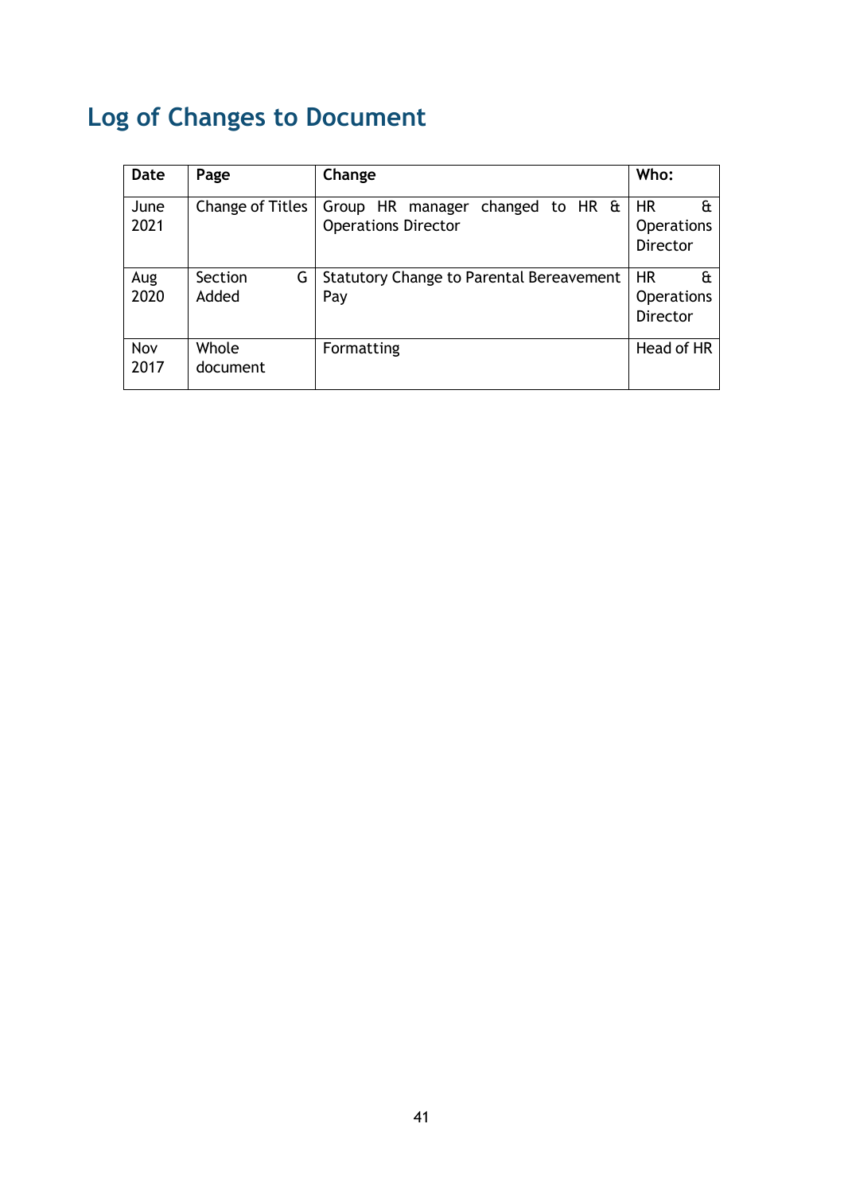# Log of Changes to Document

| Date | Page | Change | Who: |
|---|---|---|---|
| June 2021 | Change of Titles | Group HR manager changed to HR & Operations Director | HR & Operations Director |
| Aug 2020 | Section G Added | Statutory Change to Parental Bereavement Pay | HR & Operations Director |
| Nov 2017 | Whole document | Formatting | Head of HR |